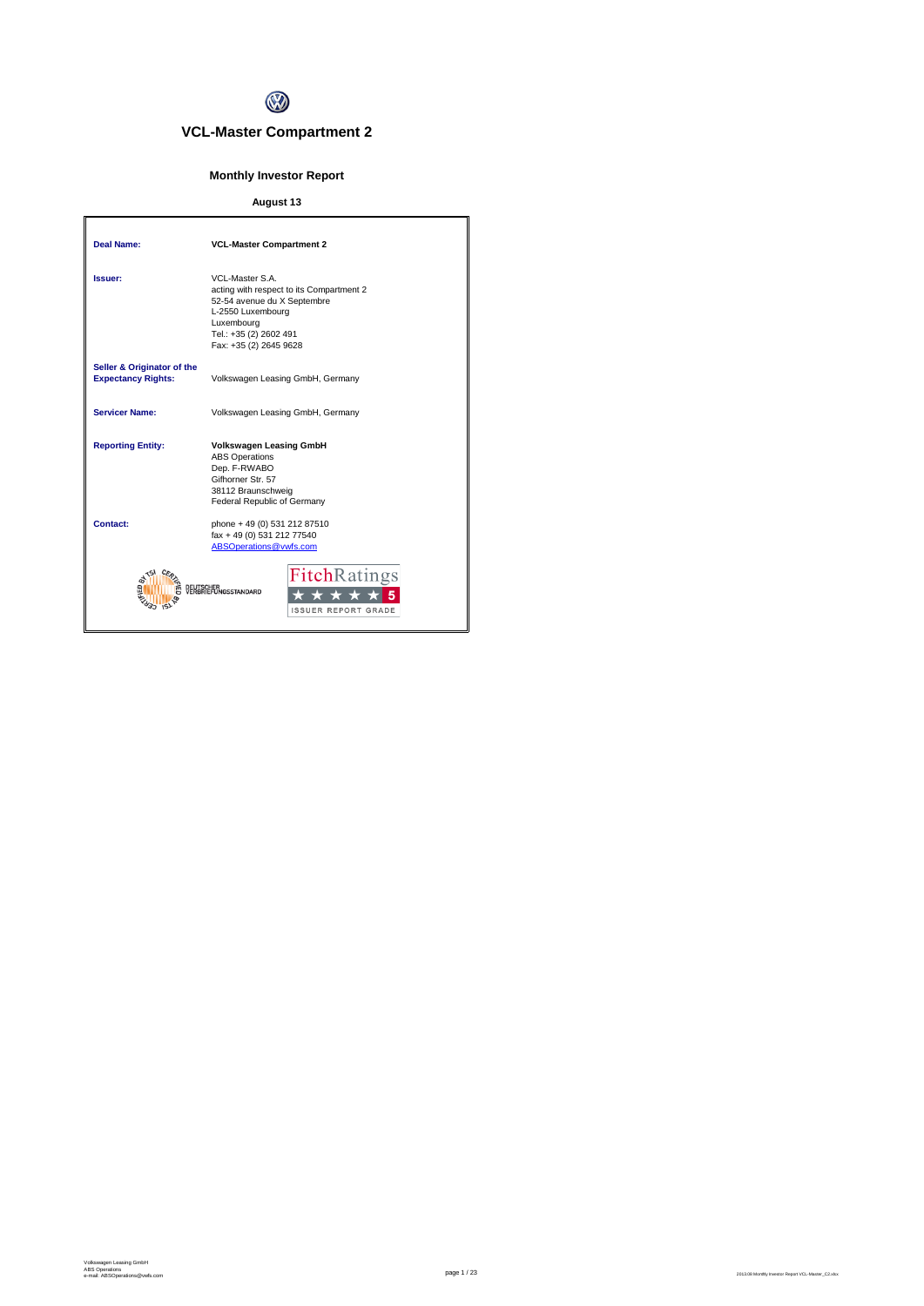# VCL-Master Compartment 2

## Monthly Investor Report

**August 13**

| | |
|---|---|
| **Deal Name:** | **VCL-Master Compartment 2** |
| **Issuer:** | VCL-Master S.A.<br>acting with respect to its Compartment 2<br>52-54 avenue du X Septembre<br>L-2550 Luxembourg<br>Luxembourg<br>Tel.: +35 (2) 2602 491<br>Fax: +35 (2) 2645 9628 |
| **Seller & Originator of the Expectancy Rights:** | Volkswagen Leasing GmbH, Germany |
| **Servicer Name:** | Volkswagen Leasing GmbH, Germany |
| **Reporting Entity:** | **Volkswagen Leasing GmbH**<br>ABS Operations<br>Dep. F-RWABO<br>Gifhorner Str. 57<br>38112 Braunschweig<br>Federal Republic of Germany |
| **Contact:** | phone + 49 (0) 531 212 87510<br>fax + 49 (0) 531 212 77540<br>ABSOperations@vwfs.com |

CERTIFIED BY TSI DEUTSCHER VERBRIEFUNGSSTANDARD

FitchRatings 5 ISSUER REPORT GRADE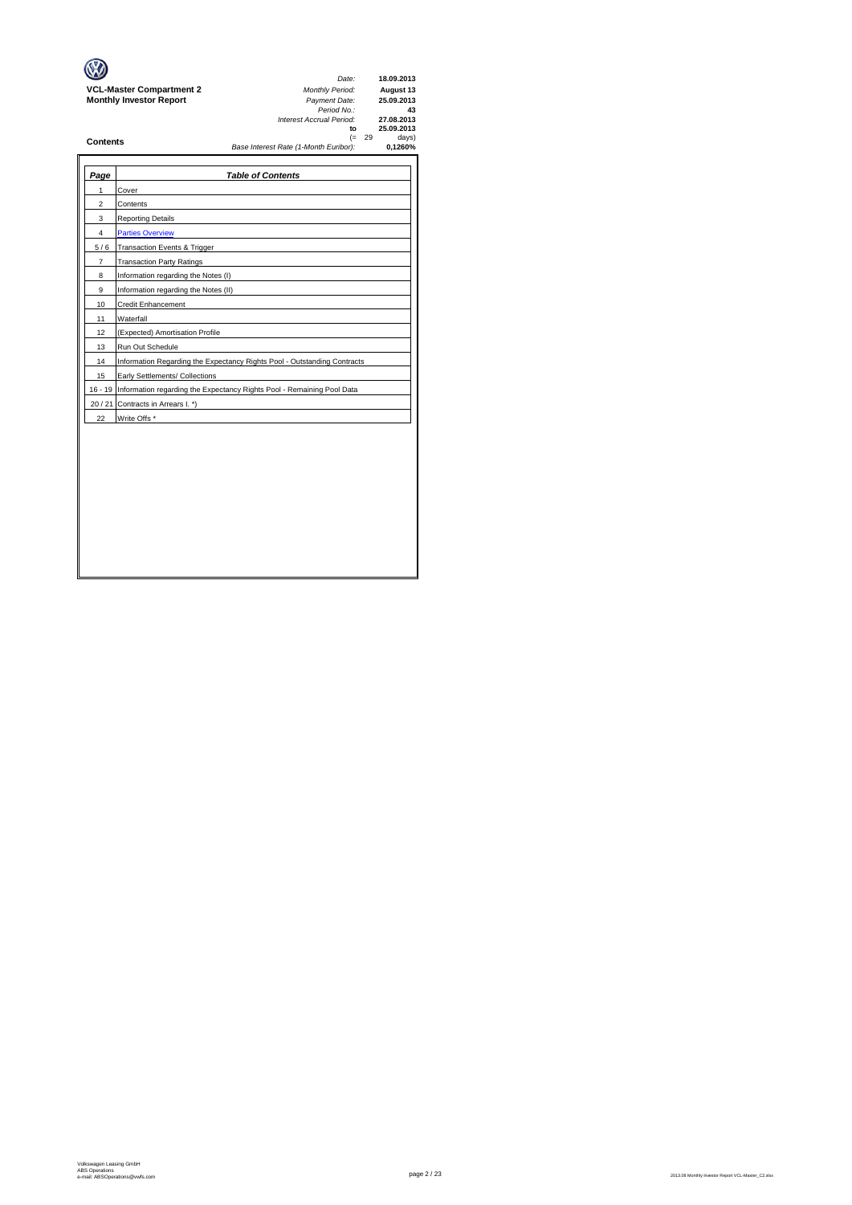**VCL-Master Compartment 2**
**Monthly Investor Report**

| | |
|---|---|
| *Date:* | **18.09.2013** |
| *Monthly Period:* | **August 13** |
| *Payment Date:* | **25.09.2013** |
| *Period No.:* | **43** |
| *Interest Accrual Period:* | **27.08.2013** |
| **to** | **25.09.2013** |
| (= 29 | days) |
| *Base Interest Rate (1-Month Euribor):* | **0,1260%** |

**Contents**

| *Page* | *Table of Contents* |
|---|---|
| 1 | Cover |
| 2 | Contents |
| 3 | Reporting Details |
| 4 | Parties Overview |
| 5 / 6 | Transaction Events & Trigger |
| 7 | Transaction Party Ratings |
| 8 | Information regarding the Notes (I) |
| 9 | Information regarding the Notes (II) |
| 10 | Credit Enhancement |
| 11 | Waterfall |
| 12 | (Expected) Amortisation Profile |
| 13 | Run Out Schedule |
| 14 | Information Regarding the Expectancy Rights Pool - Outstanding Contracts |
| 15 | Early Settlements/ Collections |
| 16 - 19 | Information regarding the Expectancy Rights Pool - Remaining Pool Data |
| 20 / 21 | Contracts in Arrears I. *) |
| 22 | Write Offs * |

Volkswagen Leasing GmbH
ABS Operations
e-mail: ABSOperations@vwfs.com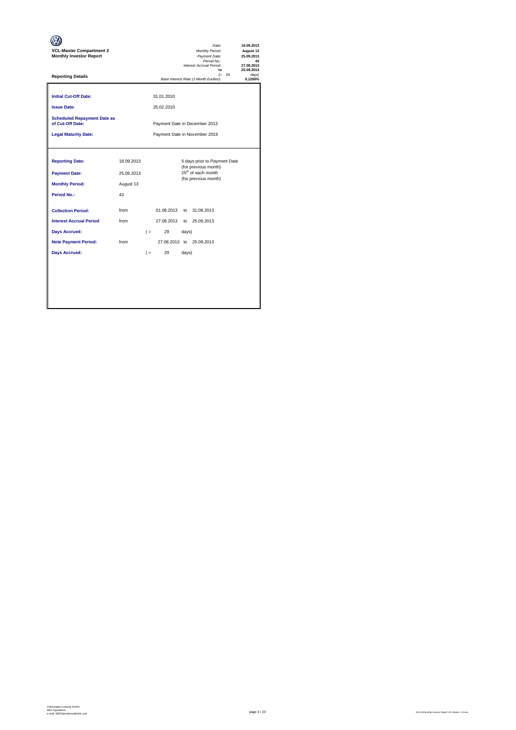**VCL-Master Compartment 2**
**Monthly Investor Report**

**Reporting Details**

| | |
|---|---|
| *Date:* | **18.09.2013** |
| *Monthly Period:* | **August 13** |
| *Payment Date:* | **25.09.2013** |
| *Period No.:* | **43** |
| *Interest Accrual Period:* | **27.08.2013** |
| **to** | **25.09.2013** |
| (= 29 | days) |
| *Base Interest Rate (1-Month Euribor):* | **0,1260%** |

| | |
|---|---|
| **Initial Cut-Off Date:** | 31.01.2010 |
| **Issue Date:** | 25.02.2010 |
| **Scheduled Repayment Date as of Cut-Off Date:** | Payment Date in December 2013 |
| **Legal Maturity Date:** | Payment Date in November 2019 |

| | | | | | |
|---|---|---|---|---|---|
| **Reporting Date:** | 18.09.2013 | | 5 days prior to Payment Date (for previous month) | | |
| **Payment Date:** | 25.09.2013 | | 25th of each month (for previous month) | | |
| **Monthly Period:** | August 13 | | | | |
| **Period No.:** | 43 | | | | |
| **Collection Period:** | from | 01.08.2013 | to | 31.08.2013 | |
| **Interest Accrual Period** | from | 27.08.2013 | to | 25.09.2013 | |
| **Days Accrued:** | | ( = | 29 | days) | |
| **Note Payment Period:** | from | 27.08.2013 | to | 25.09.2013 | |
| **Days Accrued:** | | ( = | 29 | days) | |

Volkswagen Leasing GmbH
ABS Operations
e-mail: ABSOperations@vwfs.com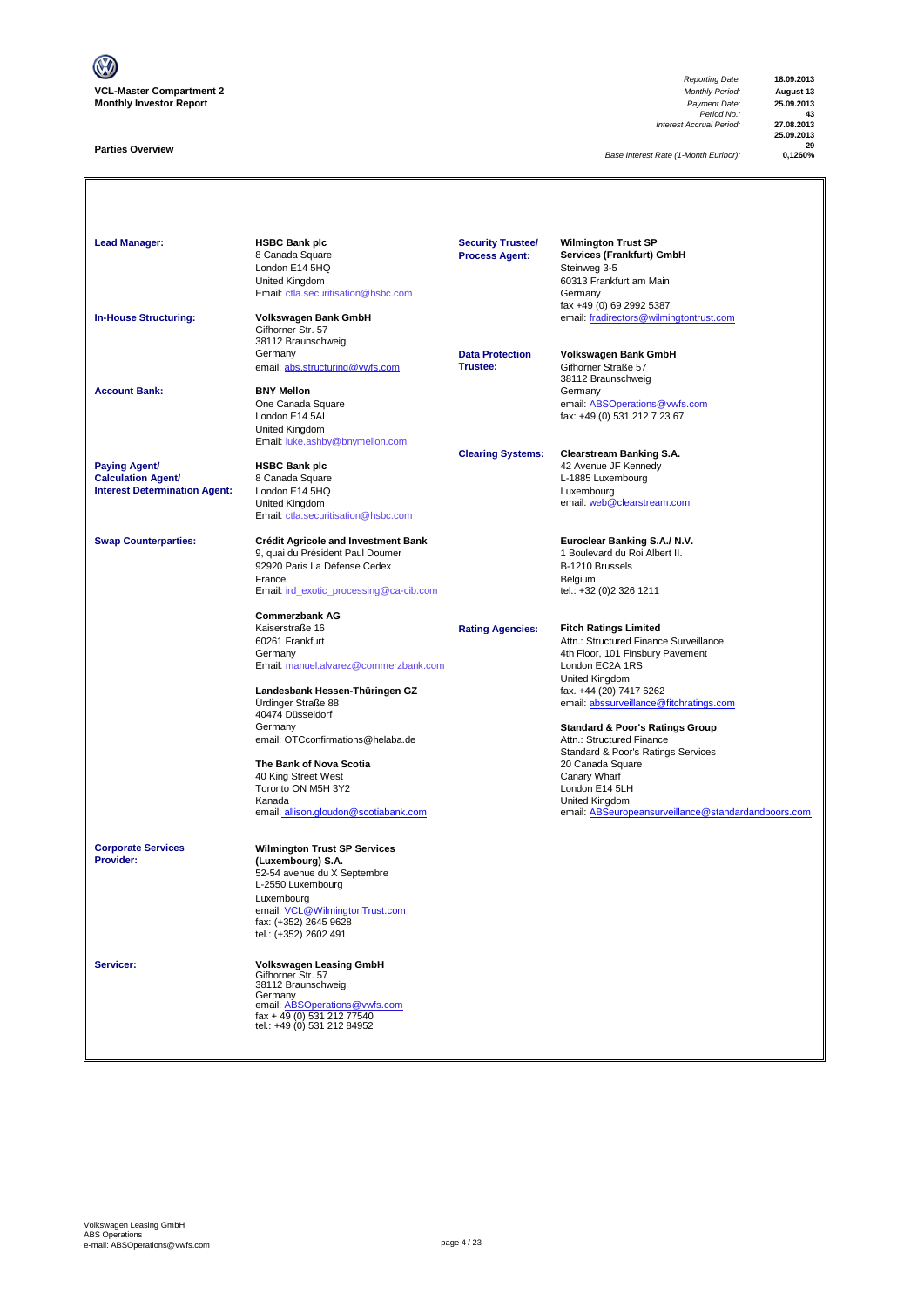**VCL-Master Compartment 2**
**Monthly Investor Report**

| | |
|---|---|
| *Reporting Date:* | **18.09.2013** |
| *Monthly Period:* | **August 13** |
| *Payment Date:* | **25.09.2013** |
| *Period No.:* | **43** |
| *Interest Accrual Period:* | **27.08.2013** |
| | **25.09.2013** |
| | **29** |
| *Base Interest Rate (1-Month Euribor):* | **0,1260%** |

## Parties Overview

**Lead Manager:**
**HSBC Bank plc**
8 Canada Square
London E14 5HQ
United Kingdom
Email: ctla.securitisation@hsbc.com

**In-House Structuring:**
**Volkswagen Bank GmbH**
Gifhorner Str. 57
38112 Braunschweig
Germany
email: abs.structuring@vwfs.com

**Account Bank:**
**BNY Mellon**
One Canada Square
London E14 5AL
United Kingdom
Email: luke.ashby@bnymellon.com

**Paying Agent/ Calculation Agent/ Interest Determination Agent:**
**HSBC Bank plc**
8 Canada Square
London E14 5HQ
United Kingdom
Email: ctla.securitisation@hsbc.com

**Swap Counterparties:**
**Crédit Agricole and Investment Bank**
9, quai du Président Paul Doumer
92920 Paris La Défense Cedex
France
Email: ird_exotic_processing@ca-cib.com

**Commerzbank AG**
Kaiserstraße 16
60261 Frankfurt
Germany
Email: manuel.alvarez@commerzbank.com

**Landesbank Hessen-Thüringen GZ**
Ürdinger Straße 88
40474 Düsseldorf
Germany
email: OTCconfirmations@helaba.de

**The Bank of Nova Scotia**
40 King Street West
Toronto ON M5H 3Y2
Kanada
email: allison.gloudon@scotiabank.com

**Corporate Services Provider:**
**Wilmington Trust SP Services (Luxembourg) S.A.**
52-54 avenue du X Septembre
L-2550 Luxembourg
Luxembourg
email: VCL@WilmingtonTrust.com
fax: (+352) 2645 9628
tel.: (+352) 2602 491

**Servicer:**
**Volkswagen Leasing GmbH**
Gifhorner Str. 57
38112 Braunschweig
Germany
email: ABSOperations@vwfs.com
fax + 49 (0) 531 212 77540
tel.: +49 (0) 531 212 84952

**Security Trustee/ Process Agent:**
**Wilmington Trust SP Services (Frankfurt) GmbH**
Steinweg 3-5
60313 Frankfurt am Main
Germany
fax +49 (0) 69 2992 5387
email: fradirectors@wilmingtontrust.com

**Data Protection Trustee:**
**Volkswagen Bank GmbH**
Gifhorner Straße 57
38112 Braunschweig
Germany
email: ABSOperations@vwfs.com
fax: +49 (0) 531 212 7 23 67

**Clearing Systems:**
**Clearstream Banking S.A.**
42 Avenue JF Kennedy
L-1885 Luxembourg
Luxembourg
email: web@clearstream.com

**Euroclear Banking S.A./ N.V.**
1 Boulevard du Roi Albert II.
B-1210 Brussels
Belgium
tel.: +32 (0)2 326 1211

**Rating Agencies:**
**Fitch Ratings Limited**
Attn.: Structured Finance Surveillance
4th Floor, 101 Finsbury Pavement
London EC2A 1RS
United Kingdom
fax. +44 (20) 7417 6262
email: abssurveillance@fitchratings.com

**Standard & Poor's Ratings Group**
Attn.: Structured Finance
Standard & Poor's Ratings Services
20 Canada Square
Canary Wharf
London E14 5LH
United Kingdom
email: ABSeuropeansurveillance@standardandpoors.com

Volkswagen Leasing GmbH
ABS Operations
e-mail: ABSOperations@vwfs.com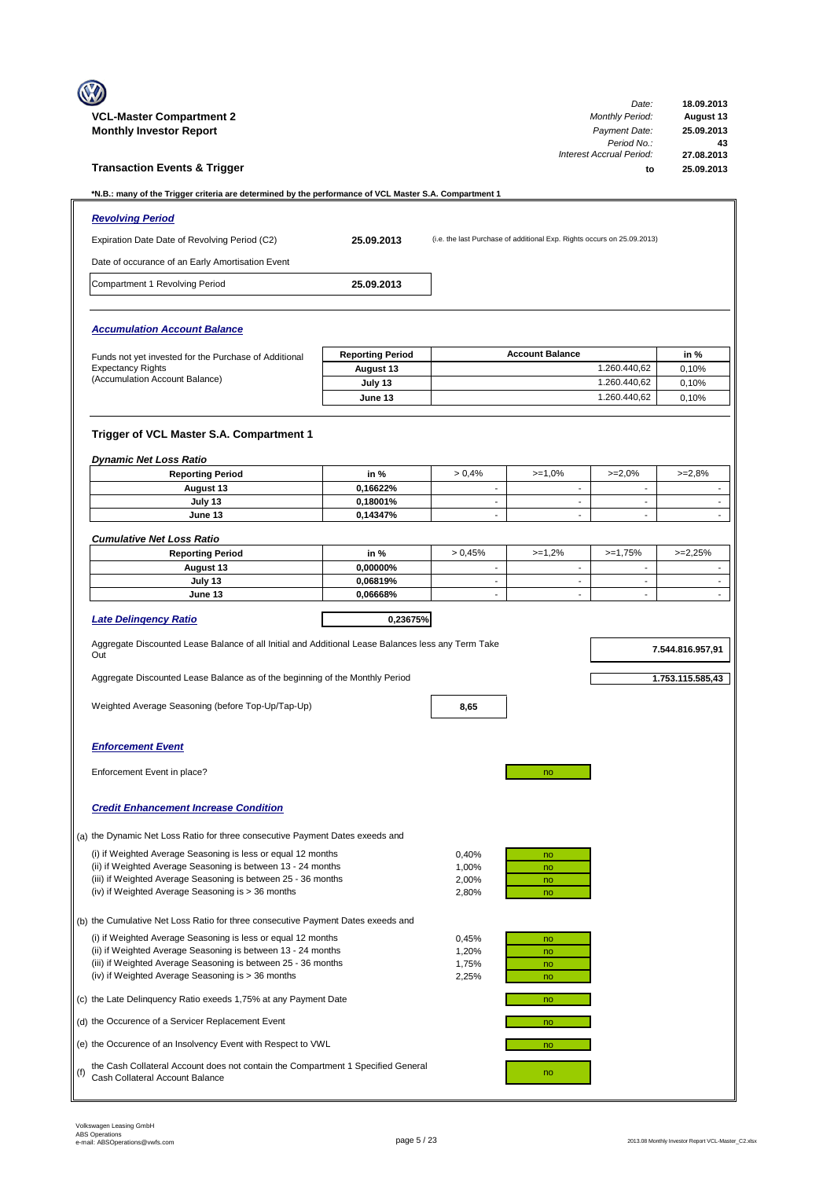**VCL-Master Compartment 2**
**Monthly Investor Report**

| | |
|---|---|
| *Date:* | **18.09.2013** |
| *Monthly Period:* | **August 13** |
| *Payment Date:* | **25.09.2013** |
| *Period No.:* | **43** |
| *Interest Accrual Period:* | **27.08.2013** |
| **to** | **25.09.2013** |

## Transaction Events & Trigger

***N.B.: many of the Trigger criteria are determined by the performance of VCL Master S.A. Compartment 1**

### *Revolving Period*

| | | |
|---|---|---|
| Expiration Date Date of Revolving Period (C2) | **25.09.2013** | (i.e. the last Purchase of additional Exp. Rights occurs on 25.09.2013) |
| Date of occurance of an Early Amortisation Event | | |
| Compartment 1 Revolving Period | **25.09.2013** | |

### *Accumulation Account Balance*

Funds not yet invested for the Purchase of Additional Expectancy Rights (Accumulation Account Balance)

| Reporting Period | Account Balance | in % |
|---|---|---|
| August 13 | 1.260.440,62 | 0,10% |
| July 13 | 1.260.440,62 | 0,10% |
| June 13 | 1.260.440,62 | 0,10% |

### Trigger of VCL Master S.A. Compartment 1

*Dynamic Net Loss Ratio*

| Reporting Period | in % | > 0,4% | >=1,0% | >=2,0% | >=2,8% |
|---|---|---|---|---|---|
| August 13 | 0,16622% | - | - | - | - |
| July 13 | 0,18001% | - | - | - | - |
| June 13 | 0,14347% | - | - | - | - |

*Cumulative Net Loss Ratio*

| Reporting Period | in % | > 0,45% | >=1,2% | >=1,75% | >=2,25% |
|---|---|---|---|---|---|
| August 13 | 0,00000% | - | - | - | - |
| July 13 | 0,06819% | - | - | - | - |
| June 13 | 0,06668% | - | - | - | - |

***Late Delinqency Ratio*** **0,23675%**

Aggregate Discounted Lease Balance of all Initial and Additional Lease Balances less any Term Take Out **7.544.816.957,91**

Aggregate Discounted Lease Balance as of the beginning of the Monthly Period **1.753.115.585,43**

Weighted Average Seasoning (before Top-Up/Tap-Up) **8,65**

### *Enforcement Event*

Enforcement Event in place? no

### *Credit Enhancement Increase Condition*

(a) the Dynamic Net Loss Ratio for three consecutive Payment Dates exeeds and

| | | |
|---|---|---|
| (i) if Weighted Average Seasoning is less or equal 12 months | 0,40% | no |
| (ii) if Weighted Average Seasoning is between 13 - 24 months | 1,00% | no |
| (iii) if Weighted Average Seasoning is between 25 - 36 months | 2,00% | no |
| (iv) if Weighted Average Seasoning is > 36 months | 2,80% | no |

(b) the Cumulative Net Loss Ratio for three consecutive Payment Dates exeeds and

| | | |
|---|---|---|
| (i) if Weighted Average Seasoning is less or equal 12 months | 0,45% | no |
| (ii) if Weighted Average Seasoning is between 13 - 24 months | 1,20% | no |
| (iii) if Weighted Average Seasoning is between 25 - 36 months | 1,75% | no |
| (iv) if Weighted Average Seasoning is > 36 months | 2,25% | no |

(c) the Late Delinquency Ratio exeeds 1,75% at any Payment Date — no

(d) the Occurence of a Servicer Replacement Event — no

(e) the Occurence of an Insolvency Event with Respect to VWL — no

(f) the Cash Collateral Account does not contain the Compartment 1 Specified General Cash Collateral Account Balance — no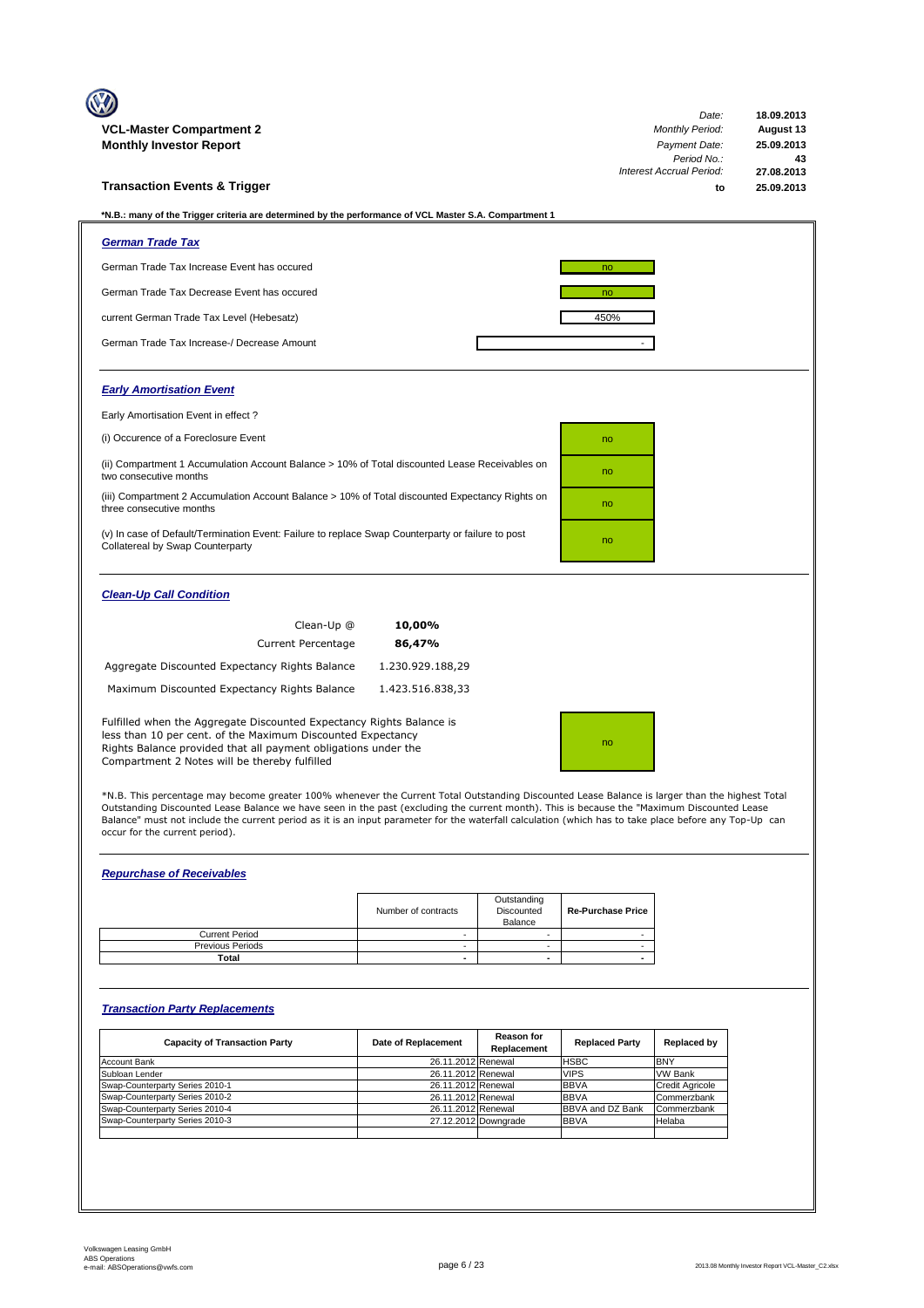**VCL-Master Compartment 2**
**Monthly Investor Report**

| | |
|---|---|
| *Date:* | **18.09.2013** |
| *Monthly Period:* | **August 13** |
| *Payment Date:* | **25.09.2013** |
| *Period No.:* | **43** |
| *Interest Accrual Period:* | **27.08.2013** |
| **to** | **25.09.2013** |

## Transaction Events & Trigger

**\*N.B.: many of the Trigger criteria are determined by the performance of VCL Master S.A. Compartment 1**

### *German Trade Tax*

| | |
|---|---|
| German Trade Tax Increase Event has occured | no |
| German Trade Tax Decrease Event has occured | no |
| current German Trade Tax Level (Hebesatz) | 450% |
| German Trade Tax Increase-/ Decrease Amount | - |

### *Early Amortisation Event*

Early Amortisation Event in effect ?

| | |
|---|---|
| (i) Occurence of a Foreclosure Event | no |
| (ii) Compartment 1 Accumulation Account Balance > 10% of Total discounted Lease Receivables on two consecutive months | no |
| (iii) Compartment 2 Accumulation Account Balance > 10% of Total discounted Expectancy Rights on three consecutive months | no |
| (v) In case of Default/Termination Event: Failure to replace Swap Counterparty or failure to post Collatereal by Swap Counterparty | no |

### *Clean-Up Call Condition*

| | |
|---|---|
| Clean-Up @ | **10,00%** |
| Current Percentage | **86,47%** |
| Aggregate Discounted Expectancy Rights Balance | 1.230.929.188,29 |
| Maximum Discounted Expectancy Rights Balance | 1.423.516.838,33 |

| | |
|---|---|
| Fulfilled when the Aggregate Discounted Expectancy Rights Balance is less than 10 per cent. of the Maximum Discounted Expectancy Rights Balance provided that all payment obligations under the Compartment 2 Notes will be thereby fulfilled | no |

*N.B. This percentage may become greater 100% whenever the Current Total Outstanding Discounted Lease Balance is larger than the highest Total Outstanding Discounted Lease Balance we have seen in the past (excluding the current month). This is because the "Maximum Discounted Lease Balance" must not include the current period as it is an input parameter for the waterfall calculation (which has to take place before any Top-Up can occur for the current period).

### *Repurchase of Receivables*

| | Number of contracts | Outstanding Discounted Balance | Re-Purchase Price |
|---|---|---|---|
| Current Period | - | - | - |
| Previous Periods | - | - | - |
| **Total** | **-** | **-** | **-** |

### *Transaction Party Replacements*

| Capacity of Transaction Party | Date of Replacement | Reason for Replacement | Replaced Party | Replaced by |
|---|---|---|---|---|
| Account Bank | 26.11.2012 | Renewal | HSBC | BNY |
| Subloan Lender | 26.11.2012 | Renewal | VIPS | VW Bank |
| Swap-Counterparty Series 2010-1 | 26.11.2012 | Renewal | BBVA | Credit Agricole |
| Swap-Counterparty Series 2010-2 | 26.11.2012 | Renewal | BBVA | Commerzbank |
| Swap-Counterparty Series 2010-4 | 26.11.2012 | Renewal | BBVA and DZ Bank | Commerzbank |
| Swap-Counterparty Series 2010-3 | 27.12.2012 | Downgrade | BBVA | Helaba |

Volkswagen Leasing GmbH
ABS Operations
e-mail: ABSOperations@vwfs.com

2013.08 Monthly Investor Report VCL-Master_C2.xlsx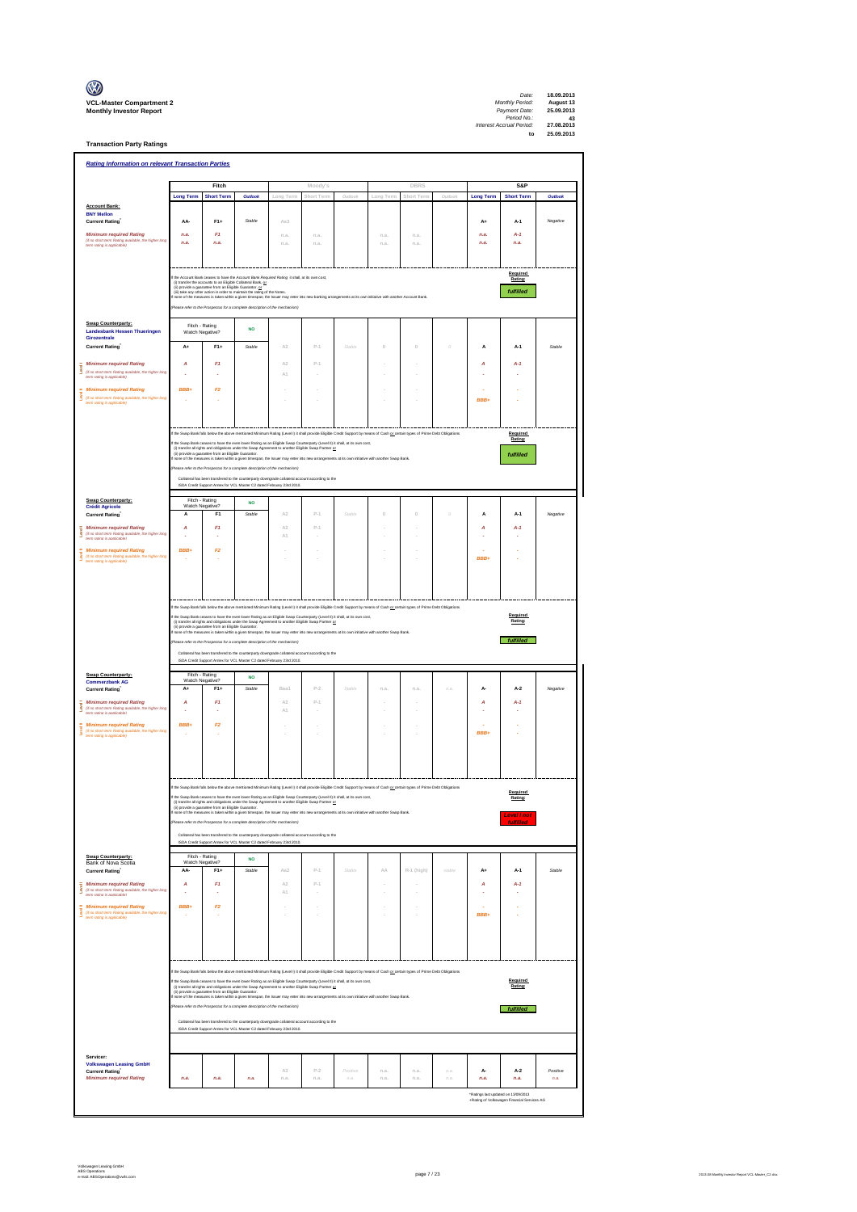**VCL-Master Compartment 2**
**Monthly Investor Report**

| | |
|---|---|
| *Date:* | **18.09.2013** |
| *Monthly Period:* | **August 13** |
| *Payment Date:* | **25.09.2013** |
| *Period No.:* | **43** |
| *Interest Accrual Period:* | **27.08.2013** |
| *to* | **25.09.2013** |

## Transaction Party Ratings

### *Rating Information on relevant Transaction Parties*

| | Fitch | | | Moody's | | | DBRS | | | S&P | | |
|---|---|---|---|---|---|---|---|---|---|---|---|---|
| | **Long Term** | **Short Term** | ***Outlook*** | Long Term | Short Term | Outlook | Long Term | Short Term | Outlook | **Long Term** | **Short Term** | ***Outlook*** |
| **Account Bank:** | | | | | | | | | | | | |
| **BNY Mellon** | | | | | | | | | | | | |
| **Current Rating*** | **AA-** | **F1+** | *Stable* | Aa3 | | | | | | **A+** | **A-1** | *Negative* |
| ***Minimum required Rating*** (if no short term Rating available, the higher long term rating is applicable) | *n.a.* | *F1* | | n.a. | n.a. | | n.a. | n.a. | | *n.a.* | *A-1* | |
| | *n.a.* | *n.a.* | | n.a. | n.a. | | n.a. | n.a. | | *n.a.* | *n.a.* | |

If the Account Bank ceases to have the Account Bank Required Rating it shall, at its own cost,
(i) transfer the accounts to an Eligible Collateral Bank, or
(ii) provide a guarantee from an Eligible Guarantor, or
(iii) take any other action in order to maintain the rating of the Notes.
If none of the measures is taken within a given timespan, the Issuer may enter into new banking arrangements at its own initiative with another Account Bank.

(Please refer to the Prospectus for a complete description of the mechanism)

**Required Rating:** ***fulfilled***

| | Fitch | | | Moody's | | | DBRS | | | S&P | | |
|---|---|---|---|---|---|---|---|---|---|---|---|---|
| **Swap Counterparty: Landesbank Hessen Thueringen Girozentrale** | Fitch - Rating Watch Negative? | | **NO** | | | | | | | | | |
| **Current Rating*** | **A+** | **F1+** | *Stable* | A2 | P-1 | Stable | 0 | 0 | 0 | **A** | **A-1** | *Stable* |
| Level I ***Minimum required Rating*** (if no short term Rating available, the higher long term rating is applicable) | *A* | *F1* | | A2 | P-1 | | - | - | | *A* | *A-1* | |
| | - | - | | A1 | - | | - | - | | - | - | |
| Level II ***Minimum required Rating*** (if no short term Rating available, the higher long term rating is applicable) | *BBB+* | *F2* | | - | - | | - | - | | - | - | |
| | - | - | | - | - | | - | - | | *BBB+* | - | |

If the Swap Bank falls below the above mentioned Minimum Rating (Level I) it shall provide Eligible Credit Support by means of Cash or certain types of Prime Debt Obligations

If the Swap Bank ceases to have the even lower Rating as an Eligible Swap Counterparty (Level II) it shall, at its own cost,
(i) transfer all rights and obligations under the Swap Agreement to another Eligible Swap Partner or
(ii) provide a guarantee from an Eligible Guarantor.
If none of the measures is taken within a given timespan, the Issuer may enter into new arrangements at its own initiative with another Swap Bank.

(Please refer to the Prospectus for a complete description of the mechanism)

Collateral has been transferred to the counterparty downgrade collateral account according to the ISDA Credit Support Annex for VCL Master C2 dated February 23rd 2010.

**Required Rating:** ***fulfilled***

| | Fitch | | | Moody's | | | DBRS | | | S&P | | |
|---|---|---|---|---|---|---|---|---|---|---|---|---|
| **Swap Counterparty: Crédit Agricole** | Fitch - Rating Watch Negative? | | **NO** | | | | | | | | | |
| **Current Rating*** | **A** | **F1** | *Stable* | A2 | P-1 | Stable | 0 | 0 | 0 | **A** | **A-1** | *Negative* |
| Level I ***Minimum required Rating*** (if no short term Rating available, the higher long term rating is applicable) | *A* | *F1* | | A2 | P-1 | | - | - | | *A* | *A-1* | |
| | - | - | | A1 | - | | - | - | | - | - | |
| Level II ***Minimum required Rating*** (if no short term Rating available, the higher long term rating is applicable) | *BBB+* | *F2* | | - | - | | - | - | | - | - | |
| | - | - | | - | - | | - | - | | *BBB+* | - | |

If the Swap Bank falls below the above mentioned Minimum Rating (Level I) it shall provide Eligible Credit Support by means of Cash or certain types of Prime Debt Obligations

If the Swap Bank ceases to have the even lower Rating as an Eligible Swap Counterparty (Level II) it shall, at its own cost,
(i) transfer all rights and obligations under the Swap Agreement to another Eligible Swap Partner or
(ii) provide a guarantee from an Eligible Guarantor.
If none of the measures is taken within a given timespan, the Issuer may enter into new arrangements at its own initiative with another Swap Bank.

(Please refer to the Prospectus for a complete description of the mechanism)

Collateral has been transferred to the counterparty downgrade collateral account according to the ISDA Credit Support Annex for VCL Master C2 dated February 23rd 2010.

**Required Rating:** ***fulfilled***

| | Fitch | | | Moody's | | | DBRS | | | S&P | | |
|---|---|---|---|---|---|---|---|---|---|---|---|---|
| **Swap Counterparty: Commerzbank AG** | Fitch - Rating Watch Negative? | | **NO** | | | | | | | | | |
| **Current Rating*** | **A+** | **F1+** | *Stable* | Baa1 | P-2 | Stable | n.a. | n.a. | n.a. | **A-** | **A-2** | *Negative* |
| Level I ***Minimum required Rating*** (if no short term Rating available, the higher long term rating is applicable) | *A* | *F1* | | A2 | P-1 | | - | - | | *A* | *A-1* | |
| | - | - | | A1 | - | | - | - | | - | - | |
| Level II ***Minimum required Rating*** (if no short term Rating available, the higher long term rating is applicable) | *BBB+* | *F2* | | - | - | | - | - | | - | - | |
| | - | - | | - | - | | - | - | | *BBB+* | - | |

If the Swap Bank falls below the above mentioned Minimum Rating (Level I) it shall provide Eligible Credit Support by means of Cash or certain types of Prime Debt Obligations

If the Swap Bank ceases to have the even lower Rating as an Eligible Swap Counterparty (Level II) it shall, at its own cost,
(i) transfer all rights and obligations under the Swap Agreement to another Eligible Swap Partner or
(ii) provide a guarantee from an Eligible Guarantor.
If none of the measures is taken within a given timespan, the Issuer may enter into new arrangements at its own initiative with another Swap Bank.

(Please refer to the Prospectus for a complete description of the mechanism)

Collateral has been transferred to the counterparty downgrade collateral account according to the ISDA Credit Support Annex for VCL Master C2 dated February 23rd 2010.

**Required Rating:** ***Level I not fulfilled***

| | Fitch | | | Moody's | | | DBRS | | | S&P | | |
|---|---|---|---|---|---|---|---|---|---|---|---|---|
| **Swap Counterparty: Bank of Nova Scotia** | Fitch - Rating Watch Negative? | | **NO** | | | | | | | | | |
| **Current Rating*** | **AA-** | **F1+** | *Stable* | Aa2 | P-1 | Stable | AA | R-1 (high) | stable | **A+** | **A-1** | *Stable* |
| Level I ***Minimum required Rating*** (if no short term Rating available, the higher long term rating is applicable) | *A* | *F1* | | A2 | P-1 | | - | - | | *A* | *A-1* | |
| | - | - | | A1 | - | | - | - | | - | - | |
| Level II ***Minimum required Rating*** (if no short term Rating available, the higher long term rating is applicable) | *BBB+* | *F2* | | - | - | | - | - | | - | - | |
| | - | - | | - | - | | - | - | | *BBB+* | - | |

If the Swap Bank falls below the above mentioned Minimum Rating (Level I) it shall provide Eligible Credit Support by means of Cash or certain types of Prime Debt Obligations

If the Swap Bank ceases to have the even lower Rating as an Eligible Swap Counterparty (Level II) it shall, at its own cost,
(i) transfer all rights and obligations under the Swap Agreement to another Eligible Swap Partner or
(ii) provide a guarantee from an Eligible Guarantor.
If none of the measures is taken within a given timespan, the Issuer may enter into new arrangements at its own initiative with another Swap Bank.

(Please refer to the Prospectus for a complete description of the mechanism)

Collateral has been transferred to the counterparty downgrade collateral account according to the ISDA Credit Support Annex for VCL Master C2 dated February 23rd 2010.

**Required Rating:** ***fulfilled***

| | Fitch | | | Moody's | | | DBRS | | | S&P | | |
|---|---|---|---|---|---|---|---|---|---|---|---|---|
| **Servicer: Volkswagen Leasing GmbH** | | | | | | | | | | | | |
| **Current Rating*** | | | | A3 | P-2 | Positive | n.a. | n.a. | n.a. | **A-** | **A-2** | *Positive* |
| ***Minimum required Rating*** | *n.a.* | *n.a.* | *n.a.* | n.a. | n.a. | n.a. | n.a. | n.a. | n.a. | *n.a.* | *n.a.* | *n.a.* |

*Ratings last updated on 13/09/2013
+Rating of Volkswagen Financial Services AG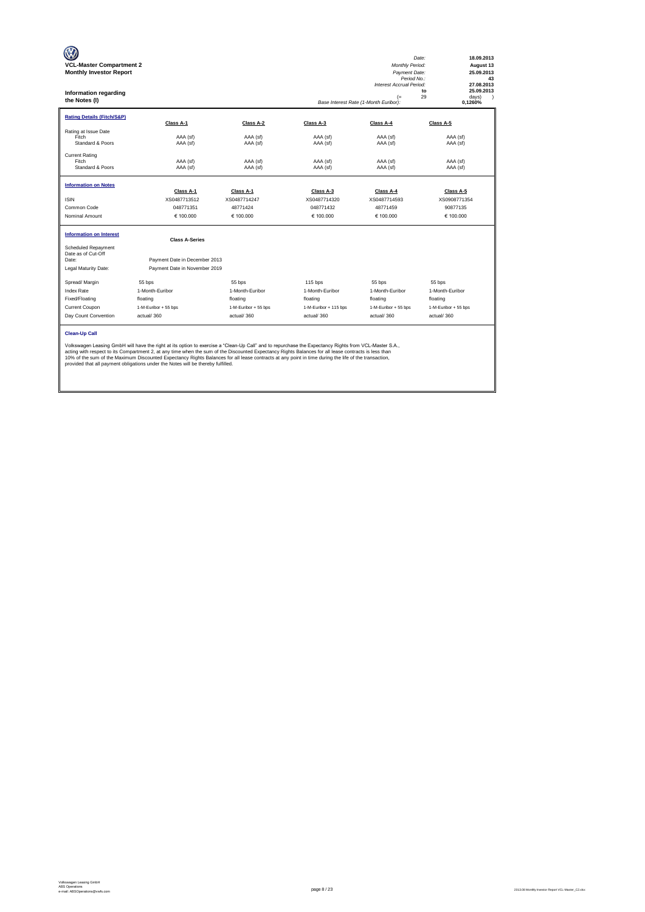**VCL-Master Compartment 2**
**Monthly Investor Report**

| | |
|---|---|
| *Date:* | **18.09.2013** |
| *Monthly Period:* | **August 13** |
| *Payment Date:* | **25.09.2013** |
| *Period No.:* | **43** |
| *Interest Accrual Period:* | **27.08.2013** |
| **to** | **25.09.2013** |
| (= 29 | days) ) |
| *Base Interest Rate (1-Month Euribor):* | **0,1260%** |

## Information regarding the Notes (I)

| **Rating Details (Fitch/S&P)** | **Class A-1** | **Class A-2** | **Class A-3** | **Class A-4** | **Class A-5** |
|---|---|---|---|---|---|
| Rating at Issue Date | | | | | |
| Fitch | AAA (sf) | AAA (sf) | AAA (sf) | AAA (sf) | AAA (sf) |
| Standard & Poors | AAA (sf) | AAA (sf) | AAA (sf) | AAA (sf) | AAA (sf) |
| Current Rating | | | | | |
| Fitch | AAA (sf) | AAA (sf) | AAA (sf) | AAA (sf) | AAA (sf) |
| Standard & Poors | AAA (sf) | AAA (sf) | AAA (sf) | AAA (sf) | AAA (sf) |

| **Information on Notes** | **Class A-1** | **Class A-1** | **Class A-3** | **Class A-4** | **Class A-5** |
|---|---|---|---|---|---|
| ISIN | XS0487713512 | XS0487714247 | XS0487714320 | XS0487714593 | XS0908771354 |
| Common Code | 048771351 | 48771424 | 048771432 | 48771459 | 90877135 |
| Nominal Amount | € 100.000 | € 100.000 | € 100.000 | € 100.000 | € 100.000 |

| **Information on Interest** | **Class A-Series** | | | | |
|---|---|---|---|---|---|
| Scheduled Repayment Date as of Cut-Off Date: | Payment Date in December 2013 | | | | |
| Legal Maturity Date: | Payment Date in November 2019 | | | | |
| Spread/ Margin | 55 bps | 55 bps | 115 bps | 55 bps | 55 bps |
| Index Rate | 1-Month-Euribor | 1-Month-Euribor | 1-Month-Euribor | 1-Month-Euribor | 1-Month-Euribor |
| Fixed/Floating | floating | floating | floating | floating | floating |
| Current Coupon | 1-M-Euribor + 55 bps | 1-M-Euribor + 55 bps | 1-M-Euribor + 115 bps | 1-M-Euribor + 55 bps | 1-M-Euribor + 55 bps |
| Day Count Convention | actual/ 360 | actual/ 360 | actual/ 360 | actual/ 360 | actual/ 360 |

**Clean-Up Call**

Volkswagen Leasing GmbH will have the right at its option to exercise a "Clean-Up Call" and to repurchase the Expectancy Rights from VCL-Master S.A., acting with respect to its Compartment 2, at any time when the sum of the Discounted Expectancy Rights Balances for all lease contracts is less than 10% of the sum of the Maximum Discounted Expectancy Rights Balances for all lease contracts at any point in time during the life of the transaction, provided that all payment obligations under the Notes will be thereby fulfilled.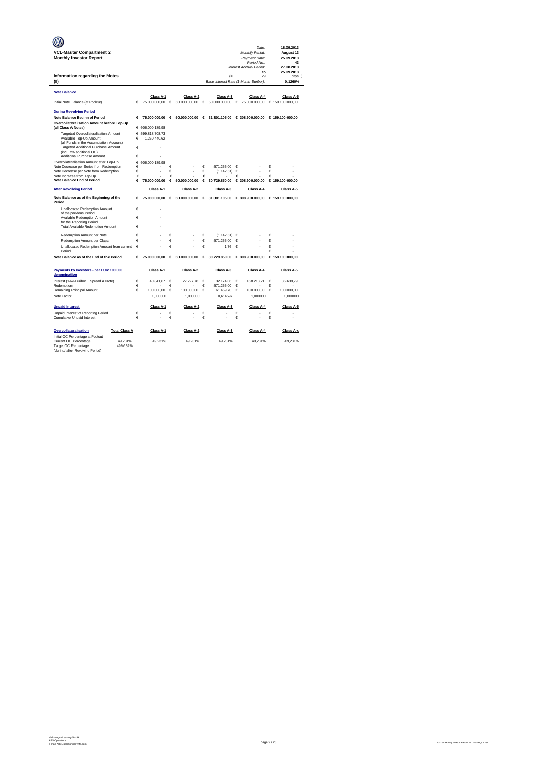**VCL-Master Compartment 2**
**Monthly Investor Report**

| | |
|---|---|
| Date: | 18.09.2013 |
| Monthly Period: | August 13 |
| Payment Date: | 25.09.2013 |
| Period No.: | 43 |
| Interest Accrual Period: | 27.08.2013 |
| to | 25.09.2013 |
| (= 29 | days ) |
| Base Interest Rate (1-Month Euribor): | 0,1260% |

## Information regarding the Notes
## (II)

### Note Balance

| | Class A-1 | Class A-2 | Class A-3 | Class A-4 | Class A-5 |
|---|---|---|---|---|---|
| Initial Note Balance (at Poolcut) | € 75.000.000,00 | € 50.000.000,00 | € 50.000.000,00 | € 75.000.000,00 | € 159.100.000,00 |

### During Revolving Period

| | Class A-1 | Class A-2 | Class A-3 | Class A-4 | Class A-5 |
|---|---|---|---|---|---|
| **Note Balance Beginn of Period** | € 75.000.000,00 | € 50.000.000,00 | € 31.301.105,00 | € 308.900.000,00 | € 159.100.000,00 |
| **Overcollateralisation Amount before Top-Up (all Class A Notes)** | € 606.000.189,98 | | | | |
| Targeted Overcollateralisation Amount | € 599.818.708,73 | | | | |
| Available Top-Up Amount (all Funds in the Accumulation Account) | € 1.260.440,62 | | | | |
| Targeted Additional Purchase Amount (incl. 7% additional OC) | € - | | | | |
| Additional Purchase Amount | € - | | | | |
| Overcollateralisation Amount after Top-Up | € 606.000.189,98 | | | | |
| Note Decrease per Series from Redemption | € - | € - | € 571.255,00 | € - | € - |
| Note Decrease per Note from Redemption | € - | € - | € (1.142,51) | € - | € - |
| Note Increase from Tap-Up | € - | € - | € - | € - | € - |
| **Note Balance End of Period** | € 75.000.000,00 | € 50.000.000,00 | € 30.729.850,00 | € 308.900.000,00 | € 159.100.000,00 |

### After Revolving Period

| | Class A-1 | Class A-2 | Class A-3 | Class A-4 | Class A-5 |
|---|---|---|---|---|---|
| **Note Balance as of the Beginning of the Period** | € 75.000.000,00 | € 50.000.000,00 | € 31.301.105,00 | € 308.900.000,00 | € 159.100.000,00 |
| Unallocated Redemption Amount of the previous Period | € - | | | | |
| Available Redemption Amount for the Reporting Period | € - | | | | |
| Total Available Redemption Amount | € - | | | | |
| Redemption Amount per Note | € - | € - | € (1.142,51) | € - | € - |
| Redemption Amount per Class | € - | € - | € 571.255,00 | € - | € - |
| Unallocated Redemption Amount from current Period | € - | € - | € 1,76 | € - | € - |
| **Note Balance as of the End of the Period** | € 75.000.000,00 | € 50.000.000,00 | € 30.729.850,00 | € 308.900.000,00 | € 159.100.000,00 |

### Payments to Investors - per EUR 100.000 denomination

| | Class A-1 | Class A-2 | Class A-3 | Class A-4 | Class A-5 |
|---|---|---|---|---|---|
| Interest (1-M-Euribor + Spread A Note) | € 40.841,67 | € 27.227,78 | € 32.174,06 | € 168.213,21 | € 86.638,79 |
| Redemption | € - | € - | € 571.255,00 | € - | € - |
| Remaining Principal Amount | € 100.000,00 | € 100.000,00 | € 61.459,70 | € 100.000,00 | € 100.000,00 |
| Note Factor | 1,000000 | 1,000000 | 0,614597 | 1,000000 | 1,000000 |

### Unpaid Interest

| | Class A-1 | Class A-2 | Class A-3 | Class A-4 | Class A-5 |
|---|---|---|---|---|---|
| Unpaid Interest of Reporting Period | € - | € - | € - | € - | € - |
| Cumulative Unpaid Interest | € - | € - | € - | € - | € - |

### Overcollateralisation

| | Total Class A | Class A-1 | Class A-2 | Class A-3 | Class A-4 | Class A-x |
|---|---|---|---|---|---|---|
| Initial OC Percentage at Poolcut | | | | | | |
| Current OC Percentage | 49,231% | 49,231% | 49,231% | 49,231% | 49,231% | 49,231% |
| Target OC Percentage (during/ after Revolving Period) | 49%/ 52% | | | | | |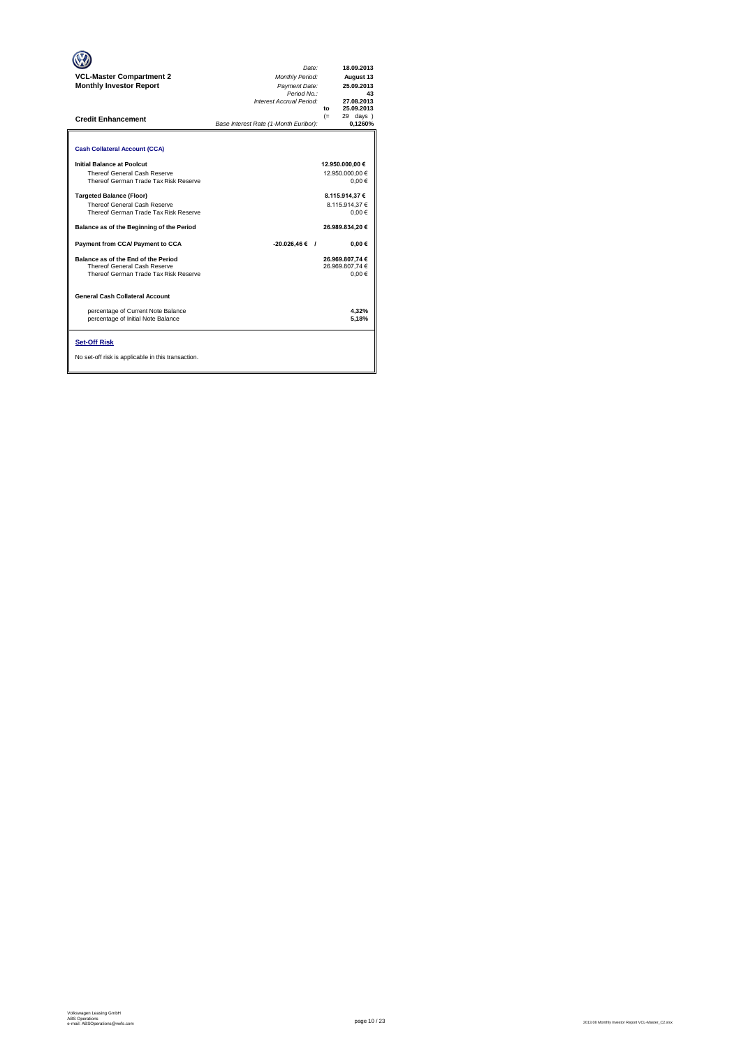**VCL-Master Compartment 2**
**Monthly Investor Report**

| | |
|---|---|
| *Date:* | **18.09.2013** |
| *Monthly Period:* | **August 13** |
| *Payment Date:* | **25.09.2013** |
| *Period No.:* | **43** |
| *Interest Accrual Period:* | **27.08.2013** |
| **to** | **25.09.2013** |
| (= | 29 days ) |
| *Base Interest Rate (1-Month Euribor):* | **0,1260%** |

## Credit Enhancement

### Cash Collateral Account (CCA)

| | | |
|---|---|---|
| **Initial Balance at Poolcut** | | **12.950.000,00 €** |
| Thereof General Cash Reserve | | 12.950.000,00 € |
| Thereof German Trade Tax Risk Reserve | | 0,00 € |
| **Targeted Balance (Floor)** | | **8.115.914,37 €** |
| Thereof General Cash Reserve | | 8.115.914,37 € |
| Thereof German Trade Tax Risk Reserve | | 0,00 € |
| **Balance as of the Beginning of the Period** | | **26.989.834,20 €** |
| **Payment from CCA/ Payment to CCA** | **-20.026,46 € /** | **0,00 €** |
| **Balance as of the End of the Period** | | **26.969.807,74 €** |
| Thereof General Cash Reserve | | 26.969.807,74 € |
| Thereof German Trade Tax Risk Reserve | | 0,00 € |

### General Cash Collateral Account

| | |
|---|---|
| percentage of Current Note Balance | **4,32%** |
| percentage of Initial Note Balance | **5,18%** |

### Set-Off Risk

No set-off risk is applicable in this transaction.

Volkswagen Leasing GmbH
ABS Operations
e-mail: ABSOperations@vwfs.com

2013.08 Monthly Investor Report VCL-Master_C2.xlsx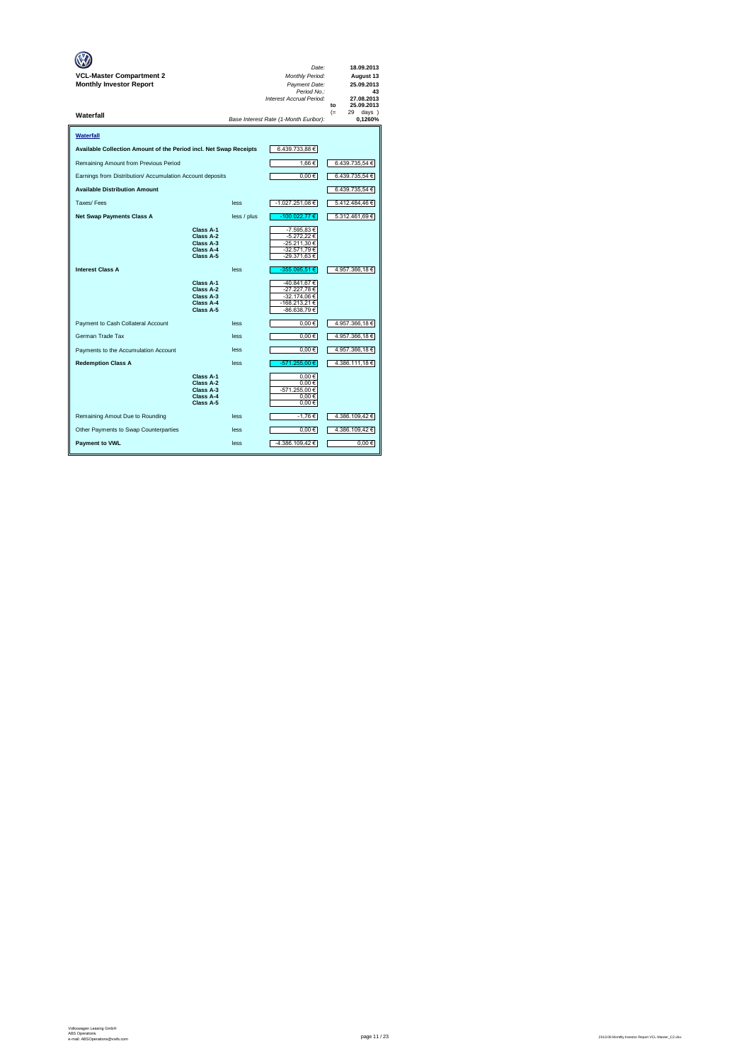**VCL-Master Compartment 2**
**Monthly Investor Report**

| | |
|---|---|
| *Date:* | **18.09.2013** |
| *Monthly Period:* | **August 13** |
| *Payment Date:* | **25.09.2013** |
| *Period No.:* | **43** |
| *Interest Accrual Period:* | **27.08.2013** |
| to | **25.09.2013** |
| (= | 29 days ) |
| *Base Interest Rate (1-Month Euribor):* | **0,1260%** |

**Waterfall**

**Waterfall**

| | | | | |
|---|---|---|---|---|
| **Available Collection Amount of the Period incl. Net Swap Receipts** | | | 6.439.733,88 € | |
| Remaining Amount from Previous Period | | | 1,66 € | 6.439.735,54 € |
| Earnings from Distribution/ Accumulation Account deposits | | | 0,00 € | 6.439.735,54 € |
| **Available Distribution Amount** | | | | 6.439.735,54 € |
| Taxes/ Fees | | less | -1.027.251,08 € | 5.412.484,46 € |
| **Net Swap Payments Class A** | | less / plus | -100.022,77 € | 5.312.461,69 € |
| | **Class A-1** | | -7.595,83 € | |
| | **Class A-2** | | -5.272,22 € | |
| | **Class A-3** | | -25.211,30 € | |
| | **Class A-4** | | -32.571,79 € | |
| | **Class A-5** | | -29.371,63 € | |
| **Interest Class A** | | less | -355.095,51 € | 4.957.366,18 € |
| | **Class A-1** | | -40.841,67 € | |
| | **Class A-2** | | -27.227,78 € | |
| | **Class A-3** | | -32.174,06 € | |
| | **Class A-4** | | -168.213,21 € | |
| | **Class A-5** | | -86.638,79 € | |
| Payment to Cash Collateral Account | | less | 0,00 € | 4.957.366,18 € |
| German Trade Tax | | less | 0,00 € | 4.957.366,18 € |
| Payments to the Accumulation Account | | less | 0,00 € | 4.957.366,18 € |
| **Redemption Class A** | | less | -571.255,00 € | 4.386.111,18 € |
| | **Class A-1** | | 0,00 € | |
| | **Class A-2** | | 0,00 € | |
| | **Class A-3** | | -571.255,00 € | |
| | **Class A-4** | | 0,00 € | |
| | **Class A-5** | | 0,00 € | |
| Remaining Amout Due to Rounding | | less | -1,76 € | 4.386.109,42 € |
| Other Payments to Swap Counterparties | | less | 0,00 € | 4.386.109,42 € |
| **Payment to VWL** | | less | -4.386.109,42 € | 0,00 € |

Volkswagen Leasing GmbH
ABS Operations
e-mail: ABSOperations@vwfs.com

2013.08 Monthly Investor Report VCL-Master_C2.xlsx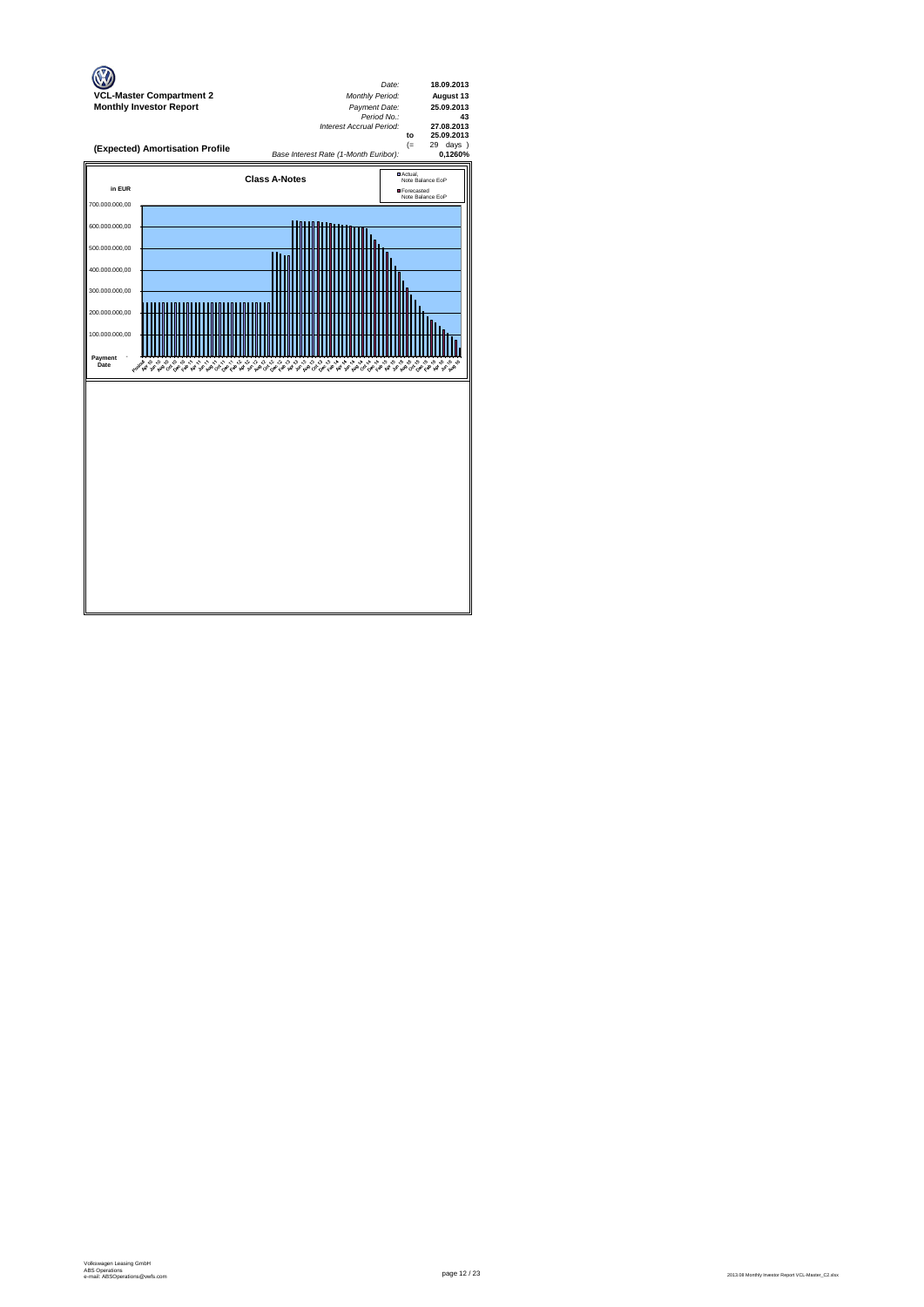**VCL-Master Compartment 2**
**Monthly Investor Report**

| | | |
|---|---|---|
| *Date:* | | **18.09.2013** |
| *Monthly Period:* | | **August 13** |
| *Payment Date:* | | **25.09.2013** |
| *Period No.:* | | **43** |
| *Interest Accrual Period:* | | **27.08.2013** |
| | to | **25.09.2013** |
| | (= | 29 days ) |
| *Base Interest Rate (1-Month Euribor):* | | **0,1260%** |

## (Expected) Amortisation Profile

**Class A-Notes**

in EUR

Actual, Note Balance EoP
Forecasted Note Balance EoP

700.000.000,00
600.000.000,00
500.000.000,00
400.000.000,00
300.000.000,00
200.000.000,00
100.000.000,00

Payment Date

Volkswagen Leasing GmbH
ABS Operations
e-mail: ABSOperations@vwfs.com

2013.08 Monthly Investor Report VCL-Master_C2.xlsx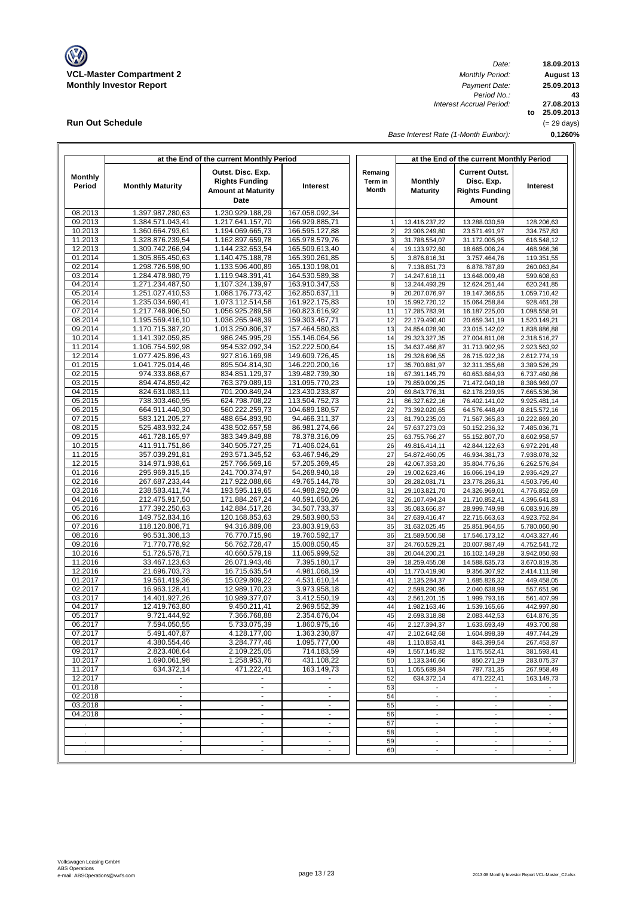**VCL-Master Compartment 2**
**Monthly Investor Report**

| | |
|---|---|
| *Date:* | **18.09.2013** |
| *Monthly Period:* | **August 13** |
| *Payment Date:* | **25.09.2013** |
| *Period No.:* | **43** |
| *Interest Accrual Period:* | **27.08.2013** |
| | **to 25.09.2013** |
| | (= 29 days) |
| *Base Interest Rate (1-Month Euribor):* | **0,1260%** |

## Run Out Schedule

| at the End of the current Monthly Period | | | | | at the End of the current Monthly Period | | |
|---|---|---|---|---|---|---|---|
| Monthly Period | Monthly Maturity | Outst. Disc. Exp. Rights Funding Amount at Maturity Date | Interest | Remaing Term in Month | Monthly Maturity | Current Outst. Disc. Exp. Rights Funding Amount | Interest |
| 08.2013 | 1.397.987.280,63 | 1.230.929.188,29 | 167.058.092,34 | | | | |
| 09.2013 | 1.384.571.043,41 | 1.217.641.157,70 | 166.929.885,71 | 1 | 13.416.237,22 | 13.288.030,59 | 128.206,63 |
| 10.2013 | 1.360.664.793,61 | 1.194.069.665,73 | 166.595.127,88 | 2 | 23.906.249,80 | 23.571.491,97 | 334.757,83 |
| 11.2013 | 1.328.876.239,54 | 1.162.897.659,78 | 165.978.579,76 | 3 | 31.788.554,07 | 31.172.005,95 | 616.548,12 |
| 12.2013 | 1.309.742.266,94 | 1.144.232.653,54 | 165.509.613,40 | 4 | 19.133.972,60 | 18.665.006,24 | 468.966,36 |
| 01.2014 | 1.305.865.450,63 | 1.140.475.188,78 | 165.390.261,85 | 5 | 3.876.816,31 | 3.757.464,76 | 119.351,55 |
| 02.2014 | 1.298.726.598,90 | 1.133.596.400,89 | 165.130.198,01 | 6 | 7.138.851,73 | 6.878.787,89 | 260.063,84 |
| 03.2014 | 1.284.478.980,79 | 1.119.948.391,41 | 164.530.589,38 | 7 | 14.247.618,11 | 13.648.009,48 | 599.608,63 |
| 04.2014 | 1.271.234.487,50 | 1.107.324.139,97 | 163.910.347,53 | 8 | 13.244.493,29 | 12.624.251,44 | 620.241,85 |
| 05.2014 | 1.251.027.410,53 | 1.088.176.773,42 | 162.850.637,11 | 9 | 20.207.076,97 | 19.147.366,55 | 1.059.710,42 |
| 06.2014 | 1.235.034.690,41 | 1.073.112.514,58 | 161.922.175,83 | 10 | 15.992.720,12 | 15.064.258,84 | 928.461,28 |
| 07.2014 | 1.217.748.906,50 | 1.056.925.289,58 | 160.823.616,92 | 11 | 17.285.783,91 | 16.187.225,00 | 1.098.558,91 |
| 08.2014 | 1.195.569.416,10 | 1.036.265.948,39 | 159.303.467,71 | 12 | 22.179.490,40 | 20.659.341,19 | 1.520.149,21 |
| 09.2014 | 1.170.715.387,20 | 1.013.250.806,37 | 157.464.580,83 | 13 | 24.854.028,90 | 23.015.142,02 | 1.838.886,88 |
| 10.2014 | 1.141.392.059,85 | 986.245.995,29 | 155.146.064,56 | 14 | 29.323.327,35 | 27.004.811,08 | 2.318.516,27 |
| 11.2014 | 1.106.754.592,98 | 954.532.092,34 | 152.222.500,64 | 15 | 34.637.466,87 | 31.713.902,95 | 2.923.563,92 |
| 12.2014 | 1.077.425.896,43 | 927.816.169,98 | 149.609.726,45 | 16 | 29.328.696,55 | 26.715.922,36 | 2.612.774,19 |
| 01.2015 | 1.041.725.014,46 | 895.504.814,30 | 146.220.200,16 | 17 | 35.700.881,97 | 32.311.355,68 | 3.389.526,29 |
| 02.2015 | 974.333.868,67 | 834.851.129,37 | 139.482.739,30 | 18 | 67.391.145,79 | 60.653.684,93 | 6.737.460,86 |
| 03.2015 | 894.474.859,42 | 763.379.089,19 | 131.095.770,23 | 19 | 79.859.009,25 | 71.472.040,18 | 8.386.969,07 |
| 04.2015 | 824.631.083,11 | 701.200.849,24 | 123.430.233,87 | 20 | 69.843.776,31 | 62.178.239,95 | 7.665.536,36 |
| 05.2015 | 738.303.460,95 | 624.798.708,22 | 113.504.752,73 | 21 | 86.327.622,16 | 76.402.141,02 | 9.925.481,14 |
| 06.2015 | 664.911.440,30 | 560.222.259,73 | 104.689.180,57 | 22 | 73.392.020,65 | 64.576.448,49 | 8.815.572,16 |
| 07.2015 | 583.121.205,27 | 488.654.893,90 | 94.466.311,37 | 23 | 81.790.235,03 | 71.567.365,83 | 10.222.869,20 |
| 08.2015 | 525.483.932,24 | 438.502.657,58 | 86.981.274,66 | 24 | 57.637.273,03 | 50.152.236,32 | 7.485.036,71 |
| 09.2015 | 461.728.165,97 | 383.349.849,88 | 78.378.316,09 | 25 | 63.755.766,27 | 55.152.807,70 | 8.602.958,57 |
| 10.2015 | 411.911.751,86 | 340.505.727,25 | 71.406.024,61 | 26 | 49.816.414,11 | 42.844.122,63 | 6.972.291,48 |
| 11.2015 | 357.039.291,81 | 293.571.345,52 | 63.467.946,29 | 27 | 54.872.460,05 | 46.934.381,73 | 7.938.078,32 |
| 12.2015 | 314.971.938,61 | 257.766.569,16 | 57.205.369,45 | 28 | 42.067.353,20 | 35.804.776,36 | 6.262.576,84 |
| 01.2016 | 295.969.315,15 | 241.700.374,97 | 54.268.940,18 | 29 | 19.002.623,46 | 16.066.194,19 | 2.936.429,27 |
| 02.2016 | 267.687.233,44 | 217.922.088,66 | 49.765.144,78 | 30 | 28.282.081,71 | 23.778.286,31 | 4.503.795,40 |
| 03.2016 | 238.583.411,74 | 193.595.119,65 | 44.988.292,09 | 31 | 29.103.821,70 | 24.326.969,01 | 4.776.852,69 |
| 04.2016 | 212.475.917,50 | 171.884.267,24 | 40.591.650,26 | 32 | 26.107.494,24 | 21.710.852,41 | 4.396.641,83 |
| 05.2016 | 177.392.250,63 | 142.884.517,26 | 34.507.733,37 | 33 | 35.083.666,87 | 28.999.749,98 | 6.083.916,89 |
| 06.2016 | 149.752.834,16 | 120.168.853,63 | 29.583.980,53 | 34 | 27.639.416,47 | 22.715.663,63 | 4.923.752,84 |
| 07.2016 | 118.120.808,71 | 94.316.889,08 | 23.803.919,63 | 35 | 31.632.025,45 | 25.851.964,55 | 5.780.060,90 |
| 08.2016 | 96.531.308,13 | 76.770.715,96 | 19.760.592,17 | 36 | 21.589.500,58 | 17.546.173,12 | 4.043.327,46 |
| 09.2016 | 71.770.778,92 | 56.762.728,47 | 15.008.050,45 | 37 | 24.760.529,21 | 20.007.987,49 | 4.752.541,72 |
| 10.2016 | 51.726.578,71 | 40.660.579,19 | 11.065.999,52 | 38 | 20.044.200,21 | 16.102.149,28 | 3.942.050,93 |
| 11.2016 | 33.467.123,63 | 26.071.943,46 | 7.395.180,17 | 39 | 18.259.455,08 | 14.588.635,73 | 3.670.819,35 |
| 12.2016 | 21.696.703,73 | 16.715.635,54 | 4.981.068,19 | 40 | 11.770.419,90 | 9.356.307,92 | 2.414.111,98 |
| 01.2017 | 19.561.419,36 | 15.029.809,22 | 4.531.610,14 | 41 | 2.135.284,37 | 1.685.826,32 | 449.458,05 |
| 02.2017 | 16.963.128,41 | 12.989.170,23 | 3.973.958,18 | 42 | 2.598.290,95 | 2.040.638,99 | 557.651,96 |
| 03.2017 | 14.401.927,26 | 10.989.377,07 | 3.412.550,19 | 43 | 2.561.201,15 | 1.999.793,16 | 561.407,99 |
| 04.2017 | 12.419.763,80 | 9.450.211,41 | 2.969.552,39 | 44 | 1.982.163,46 | 1.539.165,66 | 442.997,80 |
| 05.2017 | 9.721.444,92 | 7.366.768,88 | 2.354.676,04 | 45 | 2.698.318,88 | 2.083.442,53 | 614.876,35 |
| 06.2017 | 7.594.050,55 | 5.733.075,39 | 1.860.975,16 | 46 | 2.127.394,37 | 1.633.693,49 | 493.700,88 |
| 07.2017 | 5.491.407,87 | 4.128.177,00 | 1.363.230,87 | 47 | 2.102.642,68 | 1.604.898,39 | 497.744,29 |
| 08.2017 | 4.380.554,46 | 3.284.777,46 | 1.095.777,00 | 48 | 1.110.853,41 | 843.399,54 | 267.453,87 |
| 09.2017 | 2.823.408,64 | 2.109.225,05 | 714.183,59 | 49 | 1.557.145,82 | 1.175.552,41 | 381.593,41 |
| 10.2017 | 1.690.061,98 | 1.258.953,76 | 431.108,22 | 50 | 1.133.346,66 | 850.271,29 | 283.075,37 |
| 11.2017 | 634.372,14 | 471.222,41 | 163.149,73 | 51 | 1.055.689,84 | 787.731,35 | 267.958,49 |
| 12.2017 | - | - | - | 52 | 634.372,14 | 471.222,41 | 163.149,73 |
| 01.2018 | - | - | - | 53 | - | - | - |
| 02.2018 | - | - | - | 54 | - | - | - |
| 03.2018 | - | - | - | 55 | - | - | - |
| 04.2018 | - | - | - | 56 | - | - | - |
| . | - | - | - | 57 | - | - | - |
| . | - | - | - | 58 | - | - | - |
| . | - | - | - | 59 | - | - | - |
| . | - | - | - | 60 | - | - | - |

Volkswagen Leasing GmbH
ABS Operations
e-mail: ABSOperations@vwfs.com

2013.08 Monthly Investor Report VCL-Master_C2.xlsx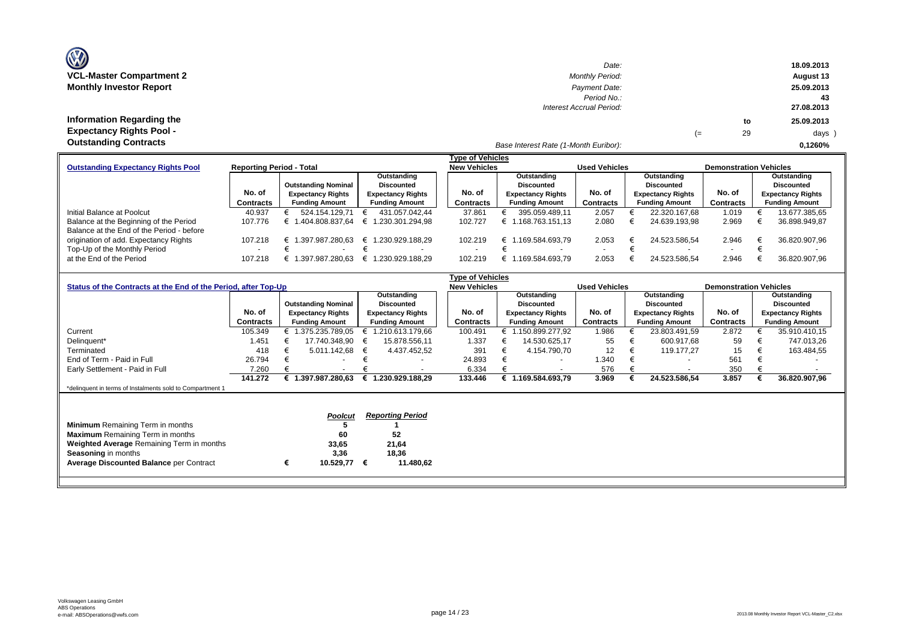# VCL-Master Compartment 2
## Monthly Investor Report

| | |
|---|---|
| Date: | 18.09.2013 |
| Monthly Period: | August 13 |
| Payment Date: | 25.09.2013 |
| Period No.: | 43 |
| Interest Accrual Period: | 27.08.2013 to 25.09.2013 (= 29 days ) |
| Base Interest Rate (1-Month Euribor): | 0,1260% |

## Information Regarding the Expectancy Rights Pool - Outstanding Contracts

| Outstanding Expectancy Rights Pool | Reporting Period - Total | | | Type of Vehicles: New Vehicles | | Used Vehicles | | Demonstration Vehicles | |
|---|---|---|---|---|---|---|---|---|---|
| | No. of Contracts | Outstanding Nominal Expectancy Rights Funding Amount | Outstanding Discounted Expectancy Rights Funding Amount | No. of Contracts | Outstanding Discounted Expectancy Rights Funding Amount | No. of Contracts | Outstanding Discounted Expectancy Rights Funding Amount | No. of Contracts | Outstanding Discounted Expectancy Rights Funding Amount |
| Initial Balance at Poolcut | 40.937 | € 524.154.129,71 | € 431.057.042,44 | 37.861 | € 395.059.489,11 | 2.057 | € 22.320.167,68 | 1.019 | € 13.677.385,65 |
| Balance at the Beginning of the Period | 107.776 | € 1.404.808.837,64 | € 1.230.301.294,98 | 102.727 | € 1.168.763.151,13 | 2.080 | € 24.639.193,98 | 2.969 | € 36.898.949,87 |
| Balance at the End of the Period - before origination of add. Expectancy Rights | 107.218 | € 1.397.987.280,63 | € 1.230.929.188,29 | 102.219 | € 1.169.584.693,79 | 2.053 | € 24.523.586,54 | 2.946 | € 36.820.907,96 |
| Top-Up of the Monthly Period | - | € - | € - | - | € - | - | € - | - | € - |
| at the End of the Period | 107.218 | € 1.397.987.280,63 | € 1.230.929.188,29 | 102.219 | € 1.169.584.693,79 | 2.053 | € 24.523.586,54 | 2.946 | € 36.820.907,96 |

| Status of the Contracts at the End of the Period, after Top-Up | | | | Type of Vehicles: New Vehicles | | Used Vehicles | | Demonstration Vehicles | |
|---|---|---|---|---|---|---|---|---|---|
| | No. of Contracts | Outstanding Nominal Expectancy Rights Funding Amount | Outstanding Discounted Expectancy Rights Funding Amount | No. of Contracts | Outstanding Discounted Expectancy Rights Funding Amount | No. of Contracts | Outstanding Discounted Expectancy Rights Funding Amount | No. of Contracts | Outstanding Discounted Expectancy Rights Funding Amount |
| Current | 105.349 | € 1.375.235.789,05 | € 1.210.613.179,66 | 100.491 | € 1.150.899.277,92 | 1.986 | € 23.803.491,59 | 2.872 | € 35.910.410,15 |
| Delinquent* | 1.451 | € 17.740.348,90 | € 15.878.556,11 | 1.337 | € 14.530.625,17 | 55 | € 600.917,68 | 59 | € 747.013,26 |
| Terminated | 418 | € 5.011.142,68 | € 4.437.452,52 | 391 | € 4.154.790,70 | 12 | € 119.177,27 | 15 | € 163.484,55 |
| End of Term - Paid in Full | 26.794 | € - | € - | 24.893 | € - | 1.340 | € - | 561 | € - |
| Early Settlement - Paid in Full | 7.260 | € - | € - | 6.334 | € - | 576 | € - | 350 | € - |
| | **141.272** | **€ 1.397.987.280,63** | **€ 1.230.929.188,29** | **133.446** | **€ 1.169.584.693,79** | **3.969** | **€ 24.523.586,54** | **3.857** | **€ 36.820.907,96** |

*delinquent in terms of Instalments sold to Compartment 1

| | *Poolcut* | *Reporting Period* |
|---|---|---|
| **Minimum** Remaining Term in months | 5 | 1 |
| **Maximum** Remaining Term in months | 60 | 52 |
| **Weighted Average** Remaining Term in months | 33,65 | 21,64 |
| **Seasoning** in months | 3,36 | 18,36 |
| **Average Discounted Balance** per Contract | € 10.529,77 | € 11.480,62 |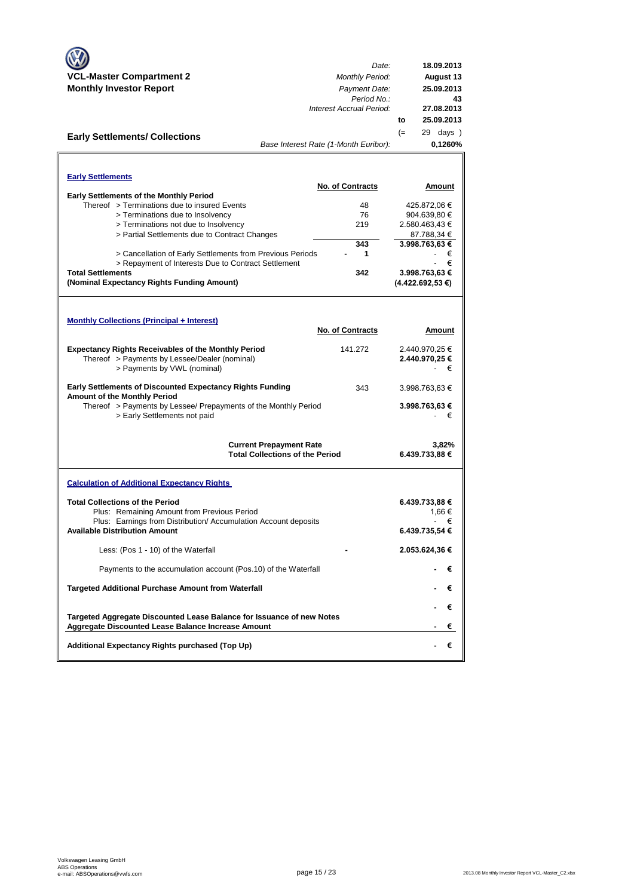**VCL-Master Compartment 2**
**Monthly Investor Report**

| | |
|---|---|
| *Date:* | **18.09.2013** |
| *Monthly Period:* | **August 13** |
| *Payment Date:* | **25.09.2013** |
| *Period No.:* | **43** |
| *Interest Accrual Period:* | **27.08.2013** |
| to | **25.09.2013** |
| (= | 29 days ) |
| *Base Interest Rate (1-Month Euribor):* | **0,1260%** |

## Early Settlements/ Collections

### Early Settlements

| | No. of Contracts | Amount |
|---|---|---|
| **Early Settlements of the Monthly Period** | | |
| Thereof > Terminations due to insured Events | 48 | 425.872,06 € |
| > Terminations due to Insolvency | 76 | 904.639,80 € |
| > Terminations not due to Insolvency | 219 | 2.580.463,43 € |
| > Partial Settlements due to Contract Changes | | 87.788,34 € |
| | **343** | **3.998.763,63 €** |
| > Cancellation of Early Settlements from Previous Periods | - 1 | - € |
| > Repayment of Interests Due to Contract Settlement | | - € |
| **Total Settlements** | **342** | **3.998.763,63 €** |
| **(Nominal Expectancy Rights Funding Amount)** | | **(4.422.692,53 €)** |

### Monthly Collections (Principal + Interest)

| | No. of Contracts | Amount |
|---|---|---|
| **Expectancy Rights Receivables of the Monthly Period** | 141.272 | 2.440.970,25 € |
| Thereof > Payments by Lessee/Dealer (nominal) | | **2.440.970,25 €** |
| > Payments by VWL (nominal) | | - € |
| **Early Settlements of Discounted Expectancy Rights Funding Amount of the Monthly Period** | 343 | 3.998.763,63 € |
| Thereof > Payments by Lessee/ Prepayments of the Monthly Period | | **3.998.763,63 €** |
| > Early Settlements not paid | | - € |
| **Current Prepayment Rate** | | **3,82%** |
| **Total Collections of the Period** | | **6.439.733,88 €** |

### Calculation of Additional Expectancy Rights

| | | |
|---|---|---|
| **Total Collections of the Period** | | **6.439.733,88 €** |
| Plus: Remaining Amount from Previous Period | | 1,66 € |
| Plus: Earnings from Distribution/ Accumulation Account deposits | | - € |
| **Available Distribution Amount** | | **6.439.735,54 €** |
| Less: (Pos 1 - 10) of the Waterfall | - | **2.053.624,36 €** |
| Payments to the accumulation account (Pos.10) of the Waterfall | | **- €** |
| **Targeted Additional Purchase Amount from Waterfall** | | **- €** |
| | | **- €** |
| **Targeted Aggregate Discounted Lease Balance for Issuance of new Notes** | | |
| **Aggregate Discounted Lease Balance Increase Amount** | | **- €** |
| **Additional Expectancy Rights purchased (Top Up)** | | **- €** |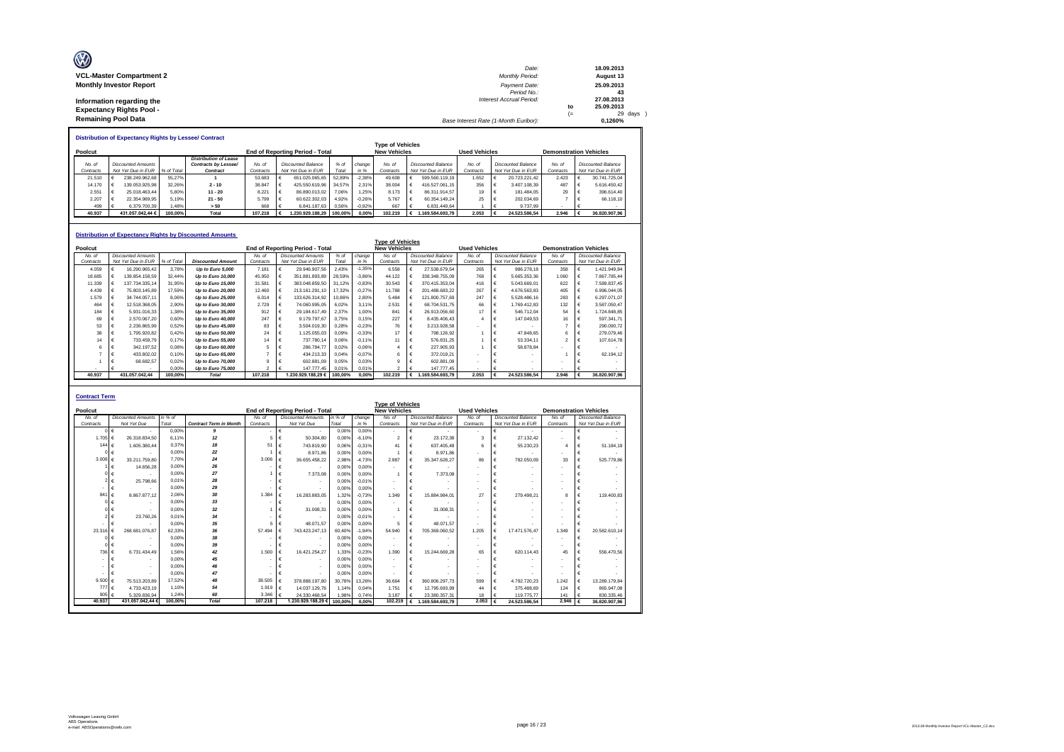**VCL-Master Compartment 2**
**Monthly Investor Report**

**Information regarding the Expectancy Rights Pool - Remaining Pool Data**

| | | |
|---|---|---|
| Date: | | 18.09.2013 |
| Monthly Period: | | August 13 |
| Payment Date: | | 25.09.2013 |
| Period No.: | | 43 |
| Interest Accrual Period: | | 27.08.2013 |
| | to | 25.09.2013 |
| | (= | 29 days ) |
| Base Interest Rate (1-Month Euribor): | | 0,1260% |

## Distribution of Expectancy Rights by Lessee/ Contract

| Poolcut | | | | End of Reporting Period - Total | | | | Type of Vehicles: New Vehicles | | Used Vehicles | | Demonstration Vehicles | |
|---|---|---|---|---|---|---|---|---|---|---|---|---|---|
| No. of Contracts | Discounted Amounts Not Yet Due in EUR | % of Total | Distribution of Lease Contracts by Lessee/ Contract | No. of Contracts | Discounted Balance Not Yet Due in EUR | % of Total | change in % | No. of Contracts | Discounted Balance Not Yet Due in EUR | No. of Contracts | Discounted Balance Not Yet Due in EUR | No. of Contracts | Discounted Balance Not Yet Due in EUR |
| 21.510 | € 238.249.962,68 | 55,27% | 1 | 53.683 | € 651.025.065,65 | 52,89% | -2,38% | 49.608 | € 599.560.119,19 | 1.652 | € 20.723.221,42 | 2.423 | € 30.741.725,04 |
| 14.170 | € 139.053.925,98 | 32,26% | 2 - 10 | 38.847 | € 425.550.619,96 | 34,57% | 2,31% | 38.004 | € 416.527.061,15 | 356 | € 3.407.108,39 | 487 | € 5.616.450,42 |
| 2.551 | € 25.018.463,44 | 5,80% | 11 - 20 | 8.221 | € 86.890.013,02 | 7,06% | 1,25% | 8.173 | € 86.311.914,57 | 19 | € 181.484,05 | 29 | € 396.614,40 |
| 2.207 | € 22.354.989,95 | 5,19% | 21 - 50 | 5.799 | € 60.622.302,03 | 4,92% | -0,26% | 5.767 | € 60.354.149,24 | 25 | € 202.034,69 | 7 | € 66.118,10 |
| 499 | € 6.379.700,39 | 1,48% | > 50 | 668 | € 6.841.187,63 | 0,56% | -0,92% | 667 | € 6.831.449,64 | 1 | € 9.737,99 | - | € - |
| **40.937** | **431.057.042,44 €** | **100,00%** | **Total** | **107.218** | **€ 1.230.929.188,29** | **100,00%** | **0,00%** | **102.219** | **€ 1.169.584.693,79** | **2.053** | **€ 24.523.586,54** | **2.946** | **€ 36.820.907,96** |

## Distribution of Expectancy Rights by Discounted Amounts

| Poolcut | | | | End of Reporting Period - Total | | | | Type of Vehicles: New Vehicles | | Used Vehicles | | Demonstration Vehicles | |
|---|---|---|---|---|---|---|---|---|---|---|---|---|---|
| No. of Contracts | Discounted Amounts Not Yet Due in EUR | % of Total | Discounted Amount | No. of Contracts | Discounted Amounts Not Yet Due in EUR | % of Total | change in % | No. of Contracts | Discounted Balance Not Yet Due in EUR | No. of Contracts | Discounted Balance Not Yet Due in EUR | No. of Contracts | Discounted Balance Not Yet Due in EUR |
| 4.059 | € 16.290.965,42 | 3,78% | Up to Euro 5,000 | 7.181 | € 29.946.907,56 | 2,43% | -1,35% | 6.558 | € 27.538.679,54 | 265 | € 986.278,18 | 358 | € 1.421.949,84 |
| 18.685 | € 139.854.158,59 | 32,44% | Up to Euro 10,000 | 45.950 | € 351.881.893,89 | 28,59% | -3,86% | 44.122 | € 338.348.755,09 | 768 | € 5.665.353,35 | 1.060 | € 7.867.785,44 |
| 11.339 | € 137.734.335,14 | 31,95% | Up to Euro 15,000 | 31.581 | € 383.048.859,50 | 31,12% | -0,83% | 30.543 | € 370.415.353,04 | 416 | € 5.043.669,01 | 622 | € 7.589.837,45 |
| 4.439 | € 75.803.145,89 | 17,59% | Up to Euro 20,000 | 12.460 | € 213.161.291,10 | 17,32% | -0,27% | 11.788 | € 201.488.683,22 | 267 | € 4.676.563,83 | 405 | € 6.996.044,05 |
| 1.579 | € 34.744.057,11 | 8,06% | Up to Euro 25,000 | 6.014 | € 133.626.314,92 | 10,86% | 2,80% | 5.484 | € 121.800.757,69 | 247 | € 5.528.486,16 | 283 | € 6.297.071,07 |
| 464 | € 12.518.368,05 | 2,90% | Up to Euro 30,000 | 2.729 | € 74.060.995,05 | 6,02% | 3,11% | 2.531 | € 68.704.531,75 | 66 | € 1.769.412,83 | 132 | € 3.587.050,47 |
| 184 | € 5.931.016,33 | 1,38% | Up to Euro 35,000 | 912 | € 29.184.617,49 | 2,37% | 1,00% | 841 | € 26.913.056,60 | 17 | € 546.712,04 | 54 | € 1.724.848,85 |
| 69 | € 2.570.067,20 | 0,60% | Up to Euro 40,000 | 247 | € 9.179.797,67 | 0,75% | 0,15% | 227 | € 8.435.406,43 | 4 | € 147.049,53 | 16 | € 597.341,71 |
| 53 | € 2.236.865,99 | 0,52% | Up to Euro 45,000 | 83 | € 3.504.019,30 | 0,28% | -0,23% | 76 | € 3.213.928,58 | - | € - | 7 | € 290.090,72 |
| 38 | € 1.795.920,82 | 0,42% | Up to Euro 50,000 | 24 | € 1.125.055,03 | 0,09% | -0,33% | 17 | € 798.126,92 | 1 | € 47.848,65 | 6 | € 279.079,46 |
| 14 | € 733.459,79 | 0,17% | Up to Euro 55,000 | 14 | € 737.780,14 | 0,06% | -0,11% | 11 | € 576.831,25 | 1 | € 53.334,11 | 2 | € 107.614,78 |
| 6 | € 342.197,52 | 0,08% | Up to Euro 60,000 | 5 | € 286.784,77 | 0,02% | -0,06% | 4 | € 227.905,93 | 1 | € 58.878,84 | - | € - |
| 7 | € 433.802,02 | 0,10% | Up to Euro 65,000 | 7 | € 434.213,33 | 0,04% | -0,07% | 6 | € 372.019,21 | - | € - | 1 | € 62.194,12 |
| 1 | € 68.682,57 | 0,02% | Up to Euro 70,000 | 9 | € 602.881,09 | 0,05% | 0,03% | 9 | € 602.881,09 | - | € - | - | € - |
| - | € - | 0,00% | Up to Euro 75,000 | 2 | € 147.777,45 | 0,01% | 0,01% | 2 | € 147.777,45 | - | € - | - | € - |
| **40.937** | **431.057.042,44** | **100,00%** | **Total** | **107.218** | **1.230.929.188,29 €** | **100,00%** | **0,00%** | **102.219** | **€ 1.169.584.693,79** | **2.053** | **€ 24.523.586,54** | **2.946** | **€ 36.820.907,96** |

## Contract Term

| Poolcut | | | | End of Reporting Period - Total | | | | Type of Vehicles: New Vehicles | | Used Vehicles | | Demonstration Vehicles | |
|---|---|---|---|---|---|---|---|---|---|---|---|---|---|
| No. of Contracts | Discounted Amounts Not Yet Due | in % of Total | Contract Term in Month | No. of Contracts | Discounted Amounts Not Yet Due | in % of Total | change in % | No. of Contracts | Discounted Balance Not Yet Due in EUR | No. of Contracts | Discounted Balance Not Yet Due in EUR | No. of Contracts | Discounted Balance Not Yet Due in EUR |
| 0 | € - | 0,00% | 9 | - | € - | 0,00% | 0,00% | - | € - | - | € - | - | € - |
| 1.705 | € 26.318.834,50 | 6,11% | 12 | 5 | € 50.304,80 | 0,00% | -6,10% | 2 | € 23.172,38 | 3 | € 27.132,42 | - | € - |
| 144 | € 1.605.380,44 | 0,37% | 18 | 51 | € 743.819,90 | 0,06% | -0,31% | 41 | € 637.405,48 | 6 | € 55.230,23 | 4 | € 51.184,19 |
| 0 | € - | 0,00% | 22 | 1 | € 8.971,86 | 0,00% | 0,00% | 1 | € 8.971,86 | - | € - | - | € - |
| 3.008 | € 33.211.759,80 | 7,70% | 24 | 3.006 | € 36.655.458,22 | 2,98% | -4,73% | 2.887 | € 35.347.628,27 | 86 | € 782.050,09 | 33 | € 525.779,86 |
| 1 | € 14.656,28 | 0,00% | 26 | - | € - | 0,00% | 0,00% | - | € - | - | € - | - | € - |
| 0 | € - | 0,00% | 27 | 1 | € 7.373,08 | 0,00% | 0,00% | 1 | € 7.373,08 | - | € - | - | € - |
| 2 | € 25.798,66 | 0,01% | 28 | - | € - | 0,00% | -0,01% | - | € - | - | € - | - | € - |
| - | € - | 0,00% | 29 | - | € - | 0,00% | 0,00% | - | € - | - | € - | - | € - |
| 841 | € 8.867.877,12 | 2,06% | 30 | 1.384 | € 16.283.883,05 | 1,32% | -0,73% | 1.349 | € 15.884.984,01 | 27 | € 279.498,21 | 8 | € 119.400,83 |
| 0 | € - | 0,00% | 33 | - | € - | 0,00% | 0,00% | - | € - | - | € - | - | € - |
| 0 | € - | 0,00% | 32 | 1 | € 31.008,31 | 0,00% | 0,00% | 1 | € 31.008,31 | - | € - | - | € - |
| 2 | € 23.760,26 | 0,01% | 34 | - | € - | 0,00% | -0,01% | - | € - | - | € - | - | € - |
| - | € - | 0,00% | 35 | 5 | € 48.071,57 | 0,00% | 0,00% | 5 | € 48.071,57 | - | € - | - | € - |
| 23.316 | € 268.681.076,87 | 62,33% | 36 | 57.494 | € 743.423.247,13 | 60,40% | -1,94% | 54.940 | € 705.369.060,52 | 1.205 | € 17.471.576,47 | 1.349 | € 20.582.610,14 |
| 0 | € - | 0,00% | 38 | - | € - | 0,00% | 0,00% | - | € - | - | € - | - | € - |
| 0 | € - | 0,00% | 39 | - | € - | 0,00% | 0,00% | - | € - | - | € - | - | € - |
| 736 | € 6.731.434,49 | 1,56% | 42 | 1.500 | € 16.421.254,27 | 1,33% | -0,23% | 1.390 | € 15.244.669,28 | 65 | € 620.114,43 | 45 | € 556.470,56 |
| - | € - | 0,00% | 45 | - | € - | 0,00% | 0,00% | - | € - | - | € - | - | € - |
| - | € - | 0,00% | 46 | - | € - | 0,00% | 0,00% | - | € - | - | € - | - | € - |
| - | € - | 0,00% | 47 | - | € - | 0,00% | 0,00% | - | € - | - | € - | - | € - |
| 9.500 | € 75.513.203,89 | 17,52% | 48 | 38.505 | € 378.888.197,80 | 30,78% | 13,26% | 36.664 | € 360.806.297,73 | 599 | € 4.792.720,23 | 1.242 | € 13.289.179,84 |
| 777 | € 4.733.423,19 | 1,10% | 54 | 1.919 | € 14.037.129,76 | 1,14% | 0,04% | 1.751 | € 12.795.693,99 | 44 | € 375.488,69 | 124 | € 865.947,08 |
| 905 | € 5.329.836,94 | 1,24% | 60 | 3.346 | € 24.330.468,54 | 1,98% | 0,74% | 3.187 | € 23.380.357,31 | 18 | € 119.775,77 | 141 | € 830.335,46 |
| **40.937** | **431.057.042,44 €** | **100,00%** | **Total** | **107.218** | **1.230.929.188,29 €** | **100,00%** | **0,00%** | **102.219** | **€ 1.169.584.693,79** | **2.053** | **€ 24.523.586,54** | **2.946** | **€ 36.820.907,96** |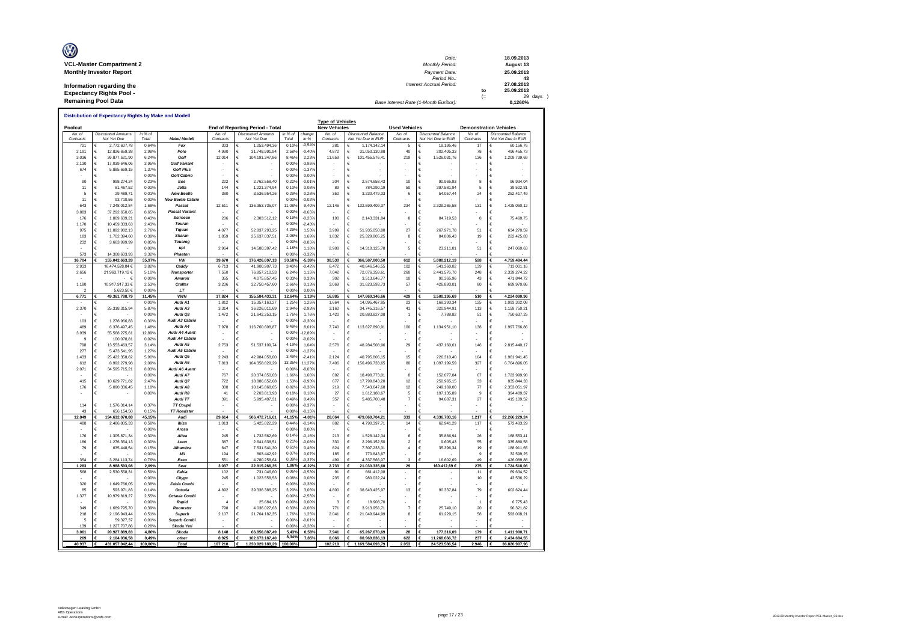**VCL-Master Compartment 2**
**Monthly Investor Report**

**Information regarding the Expectancy Rights Pool - Remaining Pool Data**

| | | | |
|---|---|---|---|
| Date: | | 18.09.2013 | |
| Monthly Period: | | August 13 | |
| Payment Date: | | 25.09.2013 | |
| Period No.: | | 43 | |
| Interest Accrual Period: | | 27.08.2013 | |
| | to | 25.09.2013 | |
| | (= | 29 | days ) |
| Base Interest Rate (1-Month Euribor): | | 0,1260% | |

**Distribution of Expectancy Rights by Make and Modell**

| Poolcut No. of Contracts | Poolcut Discounted Amounts Not Yet Due | Poolcut in % of Total | Make/ Modell | End of Reporting Period - Total No. of Contracts | Discounted Amounts Not Yet Due | in % of Total | change in % | Type of Vehicles: New Vehicles No. of Contracts | New Vehicles Discounted Balance Not Yet Due in EUR | Used Vehicles No. of Contracts | Used Vehicles Discounted Balance Not Yet Due in EUR | Demonstration Vehicles No. of Contracts | Demonstration Vehicles Discounted Balance Not Yet Due in EUR |
|---|---|---|---|---|---|---|---|---|---|---|---|---|---|
| 721 | € 2.772.607,78 | 0,64% | Fox | 303 | € 1.253.494,36 | 0,10% | -0,54% | 281 | € 1.174.142,14 | 5 | € 19.195,46 | 17 | € 60.156,76 |
| 2.191 | € 12.826.659,38 | 2,98% | Polo | 4.990 | € 31.748.991,94 | 2,58% | -0,40% | 4.872 | € 31.050.130,88 | 40 | € 202.405,33 | 78 | € 496.455,73 |
| 3.036 | € 26.877.521,90 | 6,24% | Golf | 12.014 | € 104.191.347,86 | 8,46% | 2,23% | 11.659 | € 101.455.576,41 | 219 | € 1.526.031,76 | 136 | € 1.209.739,69 |
| 2.130 | € 17.039.646,06 | 3,95% | Golf Variant | - | € - | 0,00% | -3,95% | - | € - | - | € - | - | € - |
| 674 | € 5.885.669,15 | 1,37% | Golf Plus | - | € - | 0,00% | -1,37% | - | € - | - | € - | - | € - |
| - | € - | 0,00% | Golf Cabrio | - | € - | 0,00% | 0,00% | - | € - | - | € - | - | € - |
| 90 | € 998.274,24 | 0,23% | Eos | 222 | € 2.762.558,40 | 0,22% | -0,01% | 204 | € 2.574.658,43 | 10 | € 90.965,93 | 8 | € 96.934,04 |
| 11 | € 81.467,52 | 0,02% | Jetta | 144 | € 1.221.374,94 | 0,10% | 0,08% | 89 | € 784.290,19 | 50 | € 397.581,94 | 5 | € 39.502,81 |
| 5 | € 29.489,71 | 0,01% | New Beetle | 380 | € 3.536.954,26 | 0,29% | 0,28% | 350 | € 3.230.479,33 | 6 | € 54.057,44 | 24 | € 252.417,49 |
| 11 | € 93.710,56 | 0,02% | New Beetle Cabrio | - | € - | 0,00% | -0,02% | - | € - | - | € - | - | € - |
| 643 | € 7.248.012,84 | 1,68% | Passat | 12.511 | € 136.353.735,07 | 11,08% | 9,40% | 12.146 | € 132.599.409,37 | 234 | € 2.329.265,58 | 131 | € 1.425.060,12 |
| 3.883 | € 37.292.650,65 | 8,65% | Passat Variant | - | € - | 0,00% | -8,65% | - | € - | - | € - | - | € - |
| 176 | € 1.869.639,21 | 0,43% | Scirocco | 206 | € 2.303.512,12 | 0,19% | -0,25% | 190 | € 2.143.331,84 | 8 | € 84.719,53 | 8 | € 75.460,75 |
| 1.170 | € 10.459.333,63 | 2,43% | Touran | - | € - | 0,00% | -2,43% | - | € - | - | € - | - | € - |
| 975 | € 11.892.982,13 | 2,76% | Tiguan | 4.077 | € 52.837.293,25 | 4,29% | 1,53% | 3.999 | € 51.935.050,88 | 27 | € 267.971,78 | 51 | € 634.270,59 |
| 183 | € 1.702.394,60 | 0,39% | Sharan | 1.859 | € 25.637.037,51 | 2,08% | 1,69% | 1.832 | € 25.329.805,25 | 8 | € 84.806,43 | 19 | € 222.425,83 |
| 232 | € 3.663.999,99 | 0,85% | Touareg | - | € - | 0,00% | -0,85% | - | € - | - | € - | - | € - |
| - | € - | 0,00% | up! | 2.964 | € 14.580.397,42 | 1,18% | 1,18% | 2.908 | € 14.310.125,78 | 5 | € 23.211,01 | 51 | € 247.060,63 |
| 573 | € 14.308.603,93 | 3,32% | Phaeton | - | € - | 0,00% | -3,32% | - | € - | - | € - | - | € - |
| **16.704** | **€ 155.042.663,28** | **35,97%** | **VW** | **39.670** | **€ 376.426.697,13** | **30,58%** | **-5,39%** | **38.530** | **€ 366.587.000,50** | **612** | **€ 5.080.212,19** | **528** | **€ 4.759.484,44** |
| 2.933 | 16.474.528,84 € | 3,82% | Caddy | 6.713 | € 41.900.907,73 | 3,40% | -0,42% | 6.472 | € 40.646.546,55 | 102 | € 541.360,02 | 139 | € 713.001,16 |
| 2.656 | 21.963.719,12 € | 5,10% | Transporter | 7.550 | € 76.857.210,53 | 6,24% | 1,15% | 7.042 | € 72.076.359,61 | 260 | € 2.441.576,70 | 248 | € 2.339.274,22 |
| - | € | 0,00% | Amarok | 355 | € 4.075.857,45 | 0,33% | 0,33% | 302 | € 3.513.646,77 | 10 | € 90.365,96 | 43 | € 471.844,72 |
| 1.180 | 10.917.917,33 € | 2,53% | Crafter | 3.206 | € 32.750.457,60 | 2,66% | 0,13% | 3.069 | € 31.623.593,73 | 57 | € 426.893,01 | 80 | € 699.970,86 |
| 2 | 5.623,50 € | 0,00% | LT | - | € - | 0,00% | 0,00% | - | € - | - | € - | - | € - |
| **6.771** | **€ 49.361.788,79** | **11,45%** | **VWN** | **17.824** | **€ 155.584.433,31** | **12,64%** | **1,19%** | **16.885** | **€ 147.860.146,66** | **429** | **€ 3.500.195,69** | **510** | **€ 4.224.090,96** |
| - | € - | 0,00% | Audi A1 | 1.812 | € 15.357.163,27 | 1,25% | 1,25% | 1.664 | € 14.095.467,85 | 23 | € 168.393,34 | 125 | € 1.093.302,08 |
| 2.370 | € 25.318.315,94 | 5,87% | Audi A3 | 3.314 | € 36.226.011,69 | 2,94% | -2,93% | 3.160 | € 34.745.316,57 | 41 | € 320.944,91 | 113 | € 1.159.750,21 |
| - | € - | 0,00% | Audi Q3 | 1.472 | € 21.642.253,15 | 1,76% | 1,76% | 1.420 | € 20.883.827,08 | 1 | € 7.788,82 | 51 | € 750.637,25 |
| 103 | € 1.278.966,83 | 0,30% | Audi A3 Cabrio | - | € - | 0,00% | -0,30% | - | € - | - | € - | - | € - |
| 489 | € 6.376.497,45 | 1,48% | Audi A4 | 7.978 | € 116.760.608,87 | 9,49% | 8,01% | 7.740 | € 113.627.890,91 | 100 | € 1.134.951,10 | 138 | € 1.997.766,86 |
| 3.939 | € 55.568.275,61 | 12,89% | Audi A4 Avant | - | € - | 0,00% | -12,89% | - | € - | - | € - | - | € - |
| 9 | € 100.078,81 | 0,02% | Audi A4 Cabrio | - | € - | 0,00% | -0,02% | - | € - | - | € - | - | € - |
| 798 | € 13.553.463,57 | 3,14% | Audi A5 | 2.753 | € 51.537.109,74 | 4,19% | 1,04% | 2.578 | € 48.284.508,96 | 29 | € 437.160,61 | 146 | € 2.815.440,17 |
| 277 | € 5.473.541,95 | 1,27% | Audi A5 Cabrio | - | € - | 0,00% | -1,27% | - | € - | - | € - | - | € - |
| 1.433 | € 25.422.358,62 | 5,90% | Audi Q5 | 2.243 | € 42.984.058,00 | 3,49% | -2,41% | 2.124 | € 40.795.806,15 | 15 | € 226.310,40 | 104 | € 1.961.941,45 |
| 612 | € 8.992.279,98 | 2,09% | Audi A6 | 7.813 | € 164.358.829,29 | 13,35% | 11,27% | 7.406 | € 156.496.733,65 | 80 | € 1.097.199,59 | 327 | € 6.764.896,05 |
| 2.071 | € 34.595.715,21 | 8,03% | Audi A6 Avant | - | € - | 0,00% | -8,03% | - | € - | - | € - | - | € - |
| - | € - | 0,00% | Audi A7 | 767 | € 20.374.850,03 | 1,66% | 1,66% | 692 | € 18.498.773,01 | 8 | € 152.077,04 | 67 | € 1.723.999,98 |
| 415 | € 10.629.771,82 | 2,47% | Audi Q7 | 722 | € 18.886.652,68 | 1,53% | -0,93% | 677 | € 17.799.843,20 | 12 | € 250.965,15 | 33 | € 835.844,33 |
| 176 | € 5.090.336,45 | 1,18% | Audi A8 | 308 | € 10.145.868,65 | 0,82% | -0,36% | 219 | € 7.543.647,68 | 12 | € 249.169,00 | 77 | € 2.353.051,97 |
| - | € - | 0,00% | Audi R8 | 41 | € 2.203.813,93 | 0,18% | 0,18% | 27 | € 1.612.188,67 | 5 | € 197.135,89 | 9 | € 394.489,37 |
| | | | Audi TT | 391 | € 5.995.497,31 | 0,49% | 0,49% | 357 | € 5.485.700,48 | 7 | € 94.687,31 | 27 | € 415.109,52 |
| 114 | € 1.576.314,14 | 0,37% | TT Coupé | - | € - | 0,00% | -0,37% | - | € - | - | € - | - | € - |
| 43 | € 656.154,50 | 0,15% | TT Roadster | - | € - | 0,00% | -0,15% | - | € - | - | € - | - | € - |
| **12.849** | **€ 194.632.070,88** | **45,15%** | **Audi** | **29.614** | **€ 506.472.716,61** | **41,15%** | **-4,01%** | **28.064** | **€ 479.869.704,21** | **333** | **€ 4.336.783,16** | **1.217** | **€ 22.266.229,24** |
| 488 | € 2.486.805,33 | 0,58% | Ibiza | 1.013 | € 5.425.822,29 | 0,44% | -0,14% | 882 | € 4.790.397,71 | 14 | € 62.941,29 | 117 | € 572.483,29 |
| - | € - | 0,00% | Arosa | - | € - | 0,00% | 0,00% | - | € - | - | € - | - | € - |
| 176 | € 1.305.871,34 | 0,30% | Altea | 245 | € 1.732.562,69 | 0,14% | -0,16% | 213 | € 1.528.142,34 | 6 | € 35.866,94 | 26 | € 168.553,41 |
| 186 | € 1.276.354,13 | 0,30% | Leon | 387 | € 2.641.638,51 | 0,21% | -0,08% | 330 | € 2.296.152,50 | 2 | € 9.605,43 | 55 | € 335.880,58 |
| 79 | € 635.448,54 | 0,15% | Alhambra | 647 | € 7.531.541,30 | 0,61% | 0,46% | 624 | € 7.307.233,31 | 4 | € 35.396,34 | 19 | € 188.911,65 |
| - | € - | 0,00% | Mii | 194 | € 803.442,92 | 0,07% | 0,07% | 185 | € 770.843,67 | - | € - | 9 | € 32.599,25 |
| 354 | € 3.284.113,74 | 0,76% | Exeo | 551 | € 4.780.258,64 | 0,39% | -0,37% | 499 | € 4.337.566,07 | 3 | € 16.602,69 | 49 | € 426.089,88 |
| **1.283** | **€ 8.988.593,08** | **2,09%** | **Seat** | **3.037** | **€ 22.915.266,35** | **1,86%** | **-0,22%** | **2.733** | **€ 21.030.335,60** | **29** | **160.412,69 €** | **275** | **€ 1.724.518,06** |
| 568 | € 2.530.558,31 | 0,59% | Fabia | 102 | € 731.046,60 | 0,06% | -0,53% | 91 | € 661.412,08 | - | € - | 11 | € 69.634,52 |
| - | € - | 0,00% | Citygo | 245 | € 1.023.558,53 | 0,08% | 0,08% | 235 | € 980.022,24 | - | € - | 10 | € 43.536,29 |
| 320 | € 1.649.766,05 | 0,38% | Fabia Combi | - | € - | 0,00% | -0,38% | - | € - | - | € - | - | € - |
| 85 | € 593.971,83 | 0,14% | Octavia | 4.892 | € 39.336.388,25 | 3,20% | 3,06% | 4.800 | € 38.643.425,97 | 13 | € 90.337,84 | 79 | € 602.624,44 |
| 1.377 | € 10.979.819,27 | 2,55% | Octavia Combi | - | € - | 0,00% | -2,55% | - | € - | - | € - | - | € - |
| - | € - | 0,00% | Rapid | 4 | € 25.684,13 | 0,00% | 0,00% | 3 | € 18.908,70 | - | € - | 1 | € 6.775,43 |
| 349 | € 1.689.795,70 | 0,39% | Roomster | 798 | € 4.036.027,63 | 0,33% | -0,06% | 771 | € 3.913.956,71 | 7 | € 25.749,10 | 20 | € 96.321,82 |
| 218 | € 2.196.943,44 | 0,51% | Superb | 2.107 | € 21.704.182,35 | 1,76% | 1,25% | 2.041 | € 21.049.944,99 | 8 | € 61.229,15 | 58 | € 593.008,21 |
| 5 | € 59.327,37 | 0,01% | Superb Combi | - | € - | 0,00% | -0,01% | - | € - | - | € - | - | € - |
| 139 | € 1.227.707,86 | 0,28% | Skoda Yeti | - | € - | 0,00% | -0,28% | - | € - | - | € - | - | € - |
| **3.061** | **€ 20.927.889,83** | **4,86%** | **Skoda** | **8.148** | **€ 66.856.887,49** | **5,43%** | **0,58%** | **7.941** | **€ 65.267.670,69** | **28** | **€ 177.316,09** | **179** | **€ 1.411.900,71** |
| 269 | € 2.104.036,58 | 0,49% | other | 8.925 | € 102.673.187,40 | 8,34% | 7,85% | 8.066 | € 88.969.836,13 | 622 | € 11.268.666,72 | 237 | € 2.434.684,55 |
| **40.937** | **€ 431.057.042,44** | **100,00%** | **Total** | **107.218** | **€ 1.230.929.188,29** | **100,00%** | | **102.219** | **€ 1.169.584.693,79** | **2.053** | **€ 24.523.586,54** | **2.946** | **€ 36.820.907,96** |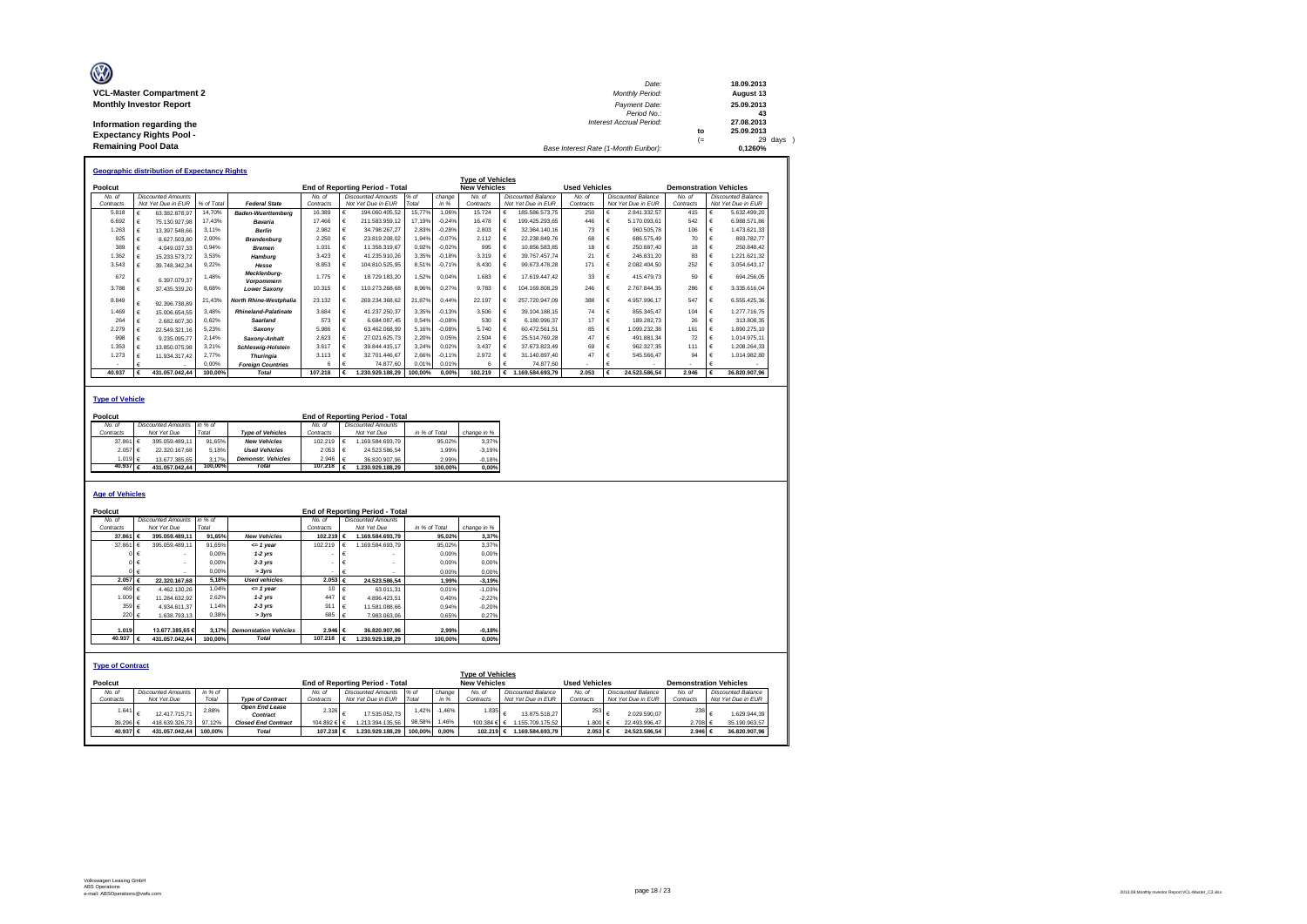**VCL-Master Compartment 2**
**Monthly Investor Report**

**Information regarding the Expectancy Rights Pool - Remaining Pool Data**

| | | |
|---|---|---|
| Date: | | 18.09.2013 |
| Monthly Period: | | August 13 |
| Payment Date: | | 25.09.2013 |
| Period No.: | | 43 |
| Interest Accrual Period: | | 27.08.2013 |
| | to | 25.09.2013 |
| | (= | 29 days ) |
| Base Interest Rate (1-Month Euribor): | | 0,1260% |

### Geographic distribution of Expectancy Rights

| Poolcut | | | | End of Reporting Period - Total | | | | Type of Vehicles: New Vehicles | | Used Vehicles | | Demonstration Vehicles | |
|---|---|---|---|---|---|---|---|---|---|---|---|---|---|
| No. of Contracts | Discounted Amounts Not Yet Due in EUR | % of Total | Federal State | No. of Contracts | Discounted Amounts Not Yet Due in EUR | % of Total | change in % | No. of Contracts | Discounted Balance Not Yet Due in EUR | No. of Contracts | Discounted Balance Not Yet Due in EUR | No. of Contracts | Discounted Balance Not Yet Due in EUR |
| 5.818 | € 63.382.878,97 | 14,70% | Baden-Wuerttemberg | 16.369 | € 194.060.405,52 | 15,77% | 1,06% | 15.724 | € 185.586.573,75 | 250 | € 2.841.332,57 | 415 | € 5.632.499,20 |
| 6.692 | € 75.130.927,98 | 17,43% | Bavaria | 17.466 | € 211.583.959,12 | 17,19% | -0,24% | 16.478 | € 199.425.293,65 | 446 | € 5.170.093,61 | 542 | € 6.988.571,86 |
| 1.263 | € 13.397.548,66 | 3,11% | Berlin | 2.982 | € 34.798.267,27 | 2,83% | -0,28% | 2.803 | € 32.364.140,16 | 73 | € 960.505,78 | 106 | € 1.473.621,33 |
| 925 | € 8.627.503,80 | 2,00% | Brandenburg | 2.250 | € 23.819.208,02 | 1,94% | -0,07% | 2.112 | € 22.238.849,76 | 68 | € 686.575,49 | 70 | € 893.782,77 |
| 389 | € 4.049.037,33 | 0,94% | Bremen | 1.031 | € 11.358.319,67 | 0,92% | -0,02% | 995 | € 10.856.583,85 | 18 | € 250.887,40 | 18 | € 250.848,42 |
| 1.362 | € 15.233.573,72 | 3,53% | Hamburg | 3.423 | € 41.235.910,26 | 3,35% | -0,18% | 3.319 | € 39.767.457,74 | 21 | € 246.831,20 | 83 | € 1.221.621,32 |
| 3.543 | € 39.748.342,34 | 9,22% | Hesse | 8.853 | € 104.810.525,95 | 8,51% | -0,71% | 8.430 | € 99.673.478,28 | 171 | € 2.082.404,50 | 252 | € 3.054.643,17 |
| 672 | € 6.397.079,37 | 1,48% | Mecklenburg-Vorpommern | 1.775 | € 18.729.183,20 | 1,52% | 0,04% | 1.683 | € 17.619.447,42 | 33 | € 415.479,73 | 59 | € 694.256,05 |
| 3.788 | € 37.435.339,20 | 8,68% | Lower Saxony | 10.315 | € 110.273.268,68 | 8,96% | 0,27% | 9.783 | € 104.169.808,29 | 246 | € 2.767.844,35 | 286 | € 3.335.616,04 |
| 8.849 | € 92.396.738,89 | 21,43% | North Rhine-Westphalia | 23.132 | € 269.234.368,62 | 21,87% | 0,44% | 22.197 | € 257.720.947,09 | 388 | € 4.957.996,17 | 547 | € 6.555.425,36 |
| 1.469 | € 15.006.654,55 | 3,48% | Rhineland-Palatinate | 3.684 | € 41.237.250,37 | 3,35% | -0,13% | 3.506 | € 39.104.188,15 | 74 | € 855.345,47 | 104 | € 1.277.716,75 |
| 264 | € 2.682.607,30 | 0,62% | Saarland | 573 | € 6.684.087,45 | 0,54% | -0,08% | 530 | € 6.180.996,37 | 17 | € 189.282,73 | 26 | € 313.808,35 |
| 2.279 | € 22.549.321,16 | 5,23% | Saxony | 5.986 | € 63.462.068,99 | 5,16% | -0,08% | 5.740 | € 60.472.561,51 | 85 | € 1.099.232,38 | 161 | € 1.890.275,10 |
| 998 | € 9.235.095,77 | 2,14% | Saxony-Anhalt | 2.623 | € 27.021.625,73 | 2,20% | 0,05% | 2.504 | € 25.514.769,28 | 47 | € 491.881,34 | 72 | € 1.014.975,11 |
| 1.353 | € 13.850.075,98 | 3,21% | Schleswig-Holstein | 3.617 | € 39.844.415,17 | 3,24% | 0,02% | 3.437 | € 37.673.823,49 | 69 | € 962.327,35 | 111 | € 1.208.264,33 |
| 1.273 | € 11.934.317,42 | 2,77% | Thuringia | 3.113 | € 32.701.446,67 | 2,66% | -0,11% | 2.972 | € 31.140.897,40 | 47 | € 545.566,47 | 94 | € 1.014.982,80 |
| - | € - | 0,00% | Foreign Countries | 6 | € 74.877,60 | 0,01% | 0,01% | 6 | € 74.877,60 | - | € - | - | € - |
| **40.937** | **€ 431.057.042,44** | **100,00%** | **Total** | **107.218** | **€ 1.230.929.188,29** | **100,00%** | **0,00%** | **102.219** | **€ 1.169.584.693,79** | **2.053** | **€ 24.523.586,54** | **2.946** | **€ 36.820.907,96** |

### Type of Vehicle

| Poolcut | | | | End of Reporting Period - Total | | | |
|---|---|---|---|---|---|---|---|
| No. of Contracts | Discounted Amounts Not Yet Due | in % of Total | Type of Vehicles | No. of Contracts | Discounted Amounts Not Yet Due | in % of Total | change in % |
| 37.861 | € 395.059.489,11 | 91,65% | New Vehicles | 102.219 | € 1.169.584.693,79 | 95,02% | 3,37% |
| 2.057 | € 22.320.167,68 | 5,18% | Used Vehicles | 2.053 | € 24.523.586,54 | 1,99% | -3,19% |
| 1.019 | € 13.677.385,65 | 3,17% | Demonstr. Vehicles | 2.946 | € 36.820.907,96 | 2,99% | -0,18% |
| **40.937** | **€ 431.057.042,44** | **100,00%** | **Total** | **107.218** | **€ 1.230.929.188,29** | **100,00%** | **0,00%** |

### Age of Vehicles

| Poolcut | | | | End of Reporting Period - Total | | | |
|---|---|---|---|---|---|---|---|
| No. of Contracts | Discounted Amounts Not Yet Due | in % of Total | | No. of Contracts | Discounted Amounts Not Yet Due | in % of Total | change in % |
| **37.861** | **€ 395.059.489,11** | **91,65%** | **New Vehicles** | **102.219** | **€ 1.169.584.693,79** | **95,02%** | **3,37%** |
| 37.861 | € 395.059.489,11 | 91,65% | <= 1 year | 102.219 | € 1.169.584.693,79 | 95,02% | 3,37% |
| 0 | € - | 0,00% | 1-2 yrs | - | € - | 0,00% | 0,00% |
| 0 | € - | 0,00% | 2-3 yrs | - | € - | 0,00% | 0,00% |
| 0 | € - | 0,00% | > 3yrs | - | € - | 0,00% | 0,00% |
| **2.057** | **€ 22.320.167,68** | **5,18%** | **Used vehicles** | **2.053** | **€ 24.523.586,54** | **1,99%** | **-3,19%** |
| 469 | € 4.462.130,26 | 1,04% | <= 1 year | 10 | € 63.011,31 | 0,01% | -1,03% |
| 1.009 | € 11.284.632,92 | 2,62% | 1-2 yrs | 447 | € 4.896.423,51 | 0,40% | -2,22% |
| 359 | € 4.934.611,37 | 1,14% | 2-3 yrs | 911 | € 11.581.088,66 | 0,94% | -0,20% |
| 220 | € 1.638.793,13 | 0,38% | > 3yrs | 685 | € 7.983.063,06 | 0,65% | 0,27% |
| **1.019** | **13.677.385,65 €** | **3,17%** | **Demonstation Vehicles** | **2.946** | **€ 36.820.907,96** | **2,99%** | **-0,18%** |
| **40.937** | **€ 431.057.042,44** | **100,00%** | **Total** | **107.218** | **€ 1.230.929.188,29** | **100,00%** | **0,00%** |

### Type of Contract

| Poolcut | | | | End of Reporting Period - Total | | | | Type of Vehicles: New Vehicles | | Used Vehicles | | Demonstration Vehicles | |
|---|---|---|---|---|---|---|---|---|---|---|---|---|---|
| No. of Contracts | Discounted Amounts Not Yet Due | in % of Total | Type of Contract | No. of Contracts | Discounted Amounts Not Yet Due in EUR | % of Total | change in % | No. of Contracts | Discounted Balance Not Yet Due in EUR | No. of Contracts | Discounted Balance Not Yet Due in EUR | No. of Contracts | Discounted Balance Not Yet Due in EUR |
| 1.641 | € 12.417.715,71 | 2,88% | Open End Lease Contract | 2.326 | € 17.535.052,73 | 1,42% | -1,46% | 1.835 | € 13.875.518,27 | 253 | € 2.029.590,07 | 238 | € 1.629.944,39 |
| 39.296 | € 418.639.326,73 | 97,12% | Closed End Contract | 104.892 | € 1.213.394.135,56 | 98,58% | 1,46% | 100.384 | € 1.155.709.175,52 | 1.800 | € 22.493.996,47 | 2.708 | € 35.190.963,57 |
| **40.937** | **€ 431.057.042,44** | **100,00%** | **Total** | **107.218** | **€ 1.230.929.188,29** | **100,00%** | **0,00%** | **102.219** | **€ 1.169.584.693,79** | **2.053** | **€ 24.523.586,54** | **2.946** | **€ 36.820.907,96** |

Volkswagen Leasing GmbH
ABS Operations
e-mail: ABSOperations@vwfs.com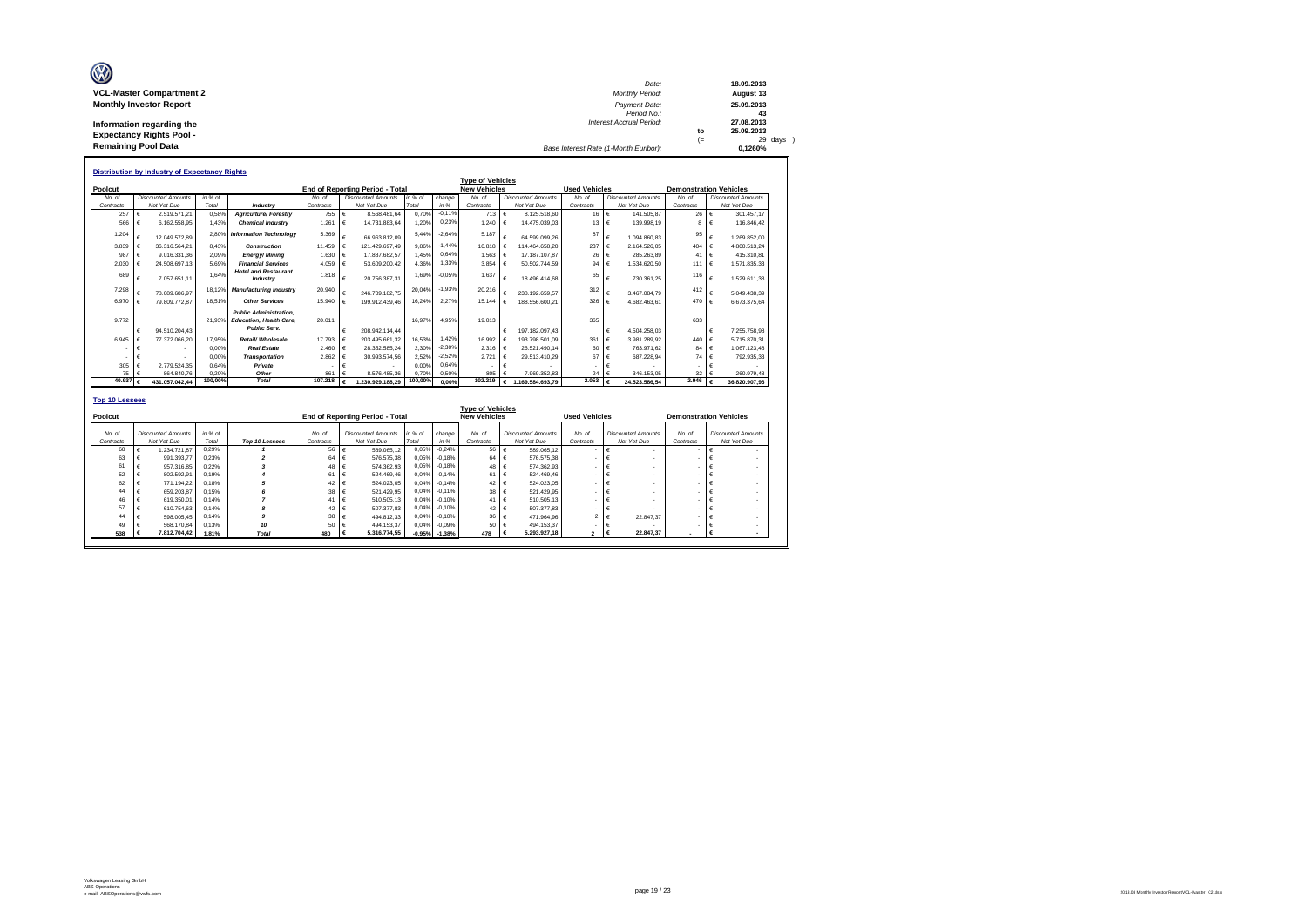**VCL-Master Compartment 2**
**Monthly Investor Report**

**Information regarding the Expectancy Rights Pool - Remaining Pool Data**

| | | | |
|---|---|---|---|
| Date: | | 18.09.2013 | |
| Monthly Period: | | August 13 | |
| Payment Date: | | 25.09.2013 | |
| Period No.: | | 43 | |
| Interest Accrual Period: | | 27.08.2013 | |
| | to | 25.09.2013 | |
| | (= | 29 | days ) |
| Base Interest Rate (1-Month Euribor): | | 0,1260% | |

## Distribution by Industry of Expectancy Rights

| Poolcut | | | | End of Reporting Period - Total | | | | Type of Vehicles New Vehicles | | Used Vehicles | | Demonstration Vehicles | |
|---|---|---|---|---|---|---|---|---|---|---|---|---|---|
| No. of Contracts | Discounted Amounts Not Yet Due | in % of Total | Industry | No. of Contracts | Discounted Amounts Not Yet Due | in % of Total | change in % | No. of Contracts | Discounted Amounts Not Yet Due | No. of Contracts | Discounted Amounts Not Yet Due | No. of Contracts | Discounted Amounts Not Yet Due |
| 257 | € 2.519.571,21 | 0,58% | Agriculture/ Forestry | 755 | € 8.568.481,64 | 0,70% | -0,11% | 713 | € 8.125.518,60 | 16 | € 141.505,87 | 26 | € 301.457,17 |
| 566 | € 6.162.558,95 | 1,43% | Chemical Industry | 1.261 | € 14.731.883,64 | 1,20% | 0,23% | 1.240 | € 14.475.039,03 | 13 | € 139.998,19 | 8 | € 116.846,42 |
| 1.204 | € 12.049.572,89 | 2,80% | Information Technology | 5.369 | € 66.963.812,09 | 5,44% | -2,64% | 5.187 | € 64.599.099,26 | 87 | € 1.094.860,83 | 95 | € 1.269.852,00 |
| 3.839 | € 36.316.564,21 | 8,43% | Construction | 11.459 | € 121.429.697,49 | 9,86% | -1,44% | 10.818 | € 114.464.658,20 | 237 | € 2.164.526,05 | 404 | € 4.800.513,24 |
| 987 | € 9.016.331,36 | 2,09% | Energy/ Mining | 1.630 | € 17.887.682,57 | 1,45% | 0,64% | 1.563 | € 17.187.107,87 | 26 | € 285.263,89 | 41 | € 415.310,81 |
| 2.030 | € 24.508.697,13 | 5,69% | Financial Services | 4.059 | € 53.609.200,42 | 4,36% | 1,33% | 3.854 | € 50.502.744,59 | 94 | € 1.534.620,50 | 111 | € 1.571.835,33 |
| 689 | € 7.057.651,11 | 1,64% | Hotel and Restaurant Industry | 1.818 | € 20.756.387,31 | 1,69% | -0,05% | 1.637 | € 18.496.414,68 | 65 | € 730.361,25 | 116 | € 1.529.611,38 |
| 7.298 | € 78.089.686,97 | 18,12% | Manufacturing Industry | 20.940 | € 246.709.182,75 | 20,04% | -1,93% | 20.216 | € 238.192.659,57 | 312 | € 3.467.084,79 | 412 | € 5.049.438,39 |
| 6.970 | € 79.809.772,87 | 18,51% | Other Services | 15.940 | € 199.912.439,46 | 16,24% | 2,27% | 15.144 | € 188.556.600,21 | 326 | € 4.682.463,61 | 470 | € 6.673.375,64 |
| 9.772 | € 94.510.204,43 | 21,93% | Public Administration, Education, Health Care, Public Serv. | 20.011 | € 208.942.114,44 | 16,97% | 4,95% | 19.013 | € 197.182.097,43 | 365 | € 4.504.258,03 | 633 | € 7.255.758,98 |
| 6.945 | € 77.372.066,20 | 17,95% | Retail/ Wholesale | 17.793 | € 203.495.661,32 | 16,53% | 1,42% | 16.992 | € 193.798.501,09 | 361 | € 3.981.289,92 | 440 | € 5.715.870,31 |
| - | € - | 0,00% | Real Estate | 2.460 | € 28.352.585,24 | 2,30% | -2,30% | 2.316 | € 26.521.490,14 | 60 | € 763.971,62 | 84 | € 1.067.123,48 |
| - | € - | 0,00% | Transportation | 2.862 | € 30.993.574,56 | 2,52% | -2,52% | 2.721 | € 29.513.410,29 | 67 | € 687.228,94 | 74 | € 792.935,33 |
| 305 | € 2.779.524,35 | 0,64% | Private | - | € - | 0,00% | 0,64% | - | € - | - | € - | - | € - |
| 75 | € 864.840,76 | 0,20% | Other | 861 | € 8.576.485,36 | 0,70% | -0,50% | 805 | € 7.969.352,83 | 24 | € 346.153,05 | 32 | € 260.979,48 |
| 40.937 | € 431.057.042,44 | 100,00% | Total | 107.218 | € 1.230.929.188,29 | 100,00% | 0,00% | 102.219 | € 1.169.584.693,79 | 2.053 | € 24.523.586,54 | 2.946 | € 36.820.907,96 |

## Top 10 Lessees

| Poolcut | | | | End of Reporting Period - Total | | | | Type of Vehicles New Vehicles | | Used Vehicles | | Demonstration Vehicles | |
|---|---|---|---|---|---|---|---|---|---|---|---|---|---|
| No. of Contracts | Discounted Amounts Not Yet Due | in % of Total | Top 10 Lessees | No. of Contracts | Discounted Amounts Not Yet Due | in % of Total | change in % | No. of Contracts | Discounted Amounts Not Yet Due | No. of Contracts | Discounted Amounts Not Yet Due | No. of Contracts | Discounted Amounts Not Yet Due |
| 60 | € 1.234.721,87 | 0,29% | 1 | 56 | € 589.065,12 | 0,05% | -0,24% | 56 | € 589.065,12 | - | € - | - | € - |
| 63 | € 991.393,77 | 0,23% | 2 | 64 | € 576.575,38 | 0,05% | -0,18% | 64 | € 576.575,38 | - | € - | - | € - |
| 61 | € 957.316,85 | 0,22% | 3 | 48 | € 574.362,93 | 0,05% | -0,18% | 48 | € 574.362,93 | - | € - | - | € - |
| 52 | € 802.592,91 | 0,19% | 4 | 61 | € 524.469,46 | 0,04% | -0,14% | 61 | € 524.469,46 | - | € - | - | € - |
| 62 | € 771.194,22 | 0,18% | 5 | 42 | € 524.023,05 | 0,04% | -0,14% | 42 | € 524.023,05 | - | € - | - | € - |
| 44 | € 659.203,87 | 0,15% | 6 | 38 | € 521.429,95 | 0,04% | -0,11% | 38 | € 521.429,95 | - | € - | - | € - |
| 46 | € 619.350,01 | 0,14% | 7 | 41 | € 510.505,13 | 0,04% | -0,10% | 41 | € 510.505,13 | - | € - | - | € - |
| 57 | € 610.754,63 | 0,14% | 8 | 42 | € 507.377,83 | 0,04% | -0,10% | 42 | € 507.377,83 | - | € - | - | € - |
| 44 | € 598.005,45 | 0,14% | 9 | 38 | € 494.812,33 | 0,04% | -0,10% | 36 | € 471.964,96 | 2 | € 22.847,37 | - | € - |
| 49 | € 568.170,84 | 0,13% | 10 | 50 | € 494.153,37 | 0,04% | -0,09% | 50 | € 494.153,37 | - | € - | - | € - |
| 538 | € 7.812.704,42 | 1,81% | Total | 480 | € 5.316.774,55 | -0,95% | -1,38% | 478 | € 5.293.927,18 | 2 | € 22.847,37 | - | € - |

Volkswagen Leasing GmbH
ABS Operations
e-mail: ABSOperations@vwfs.com

2013.08 Monthly Investor Report VCL-Master_C2.xlsx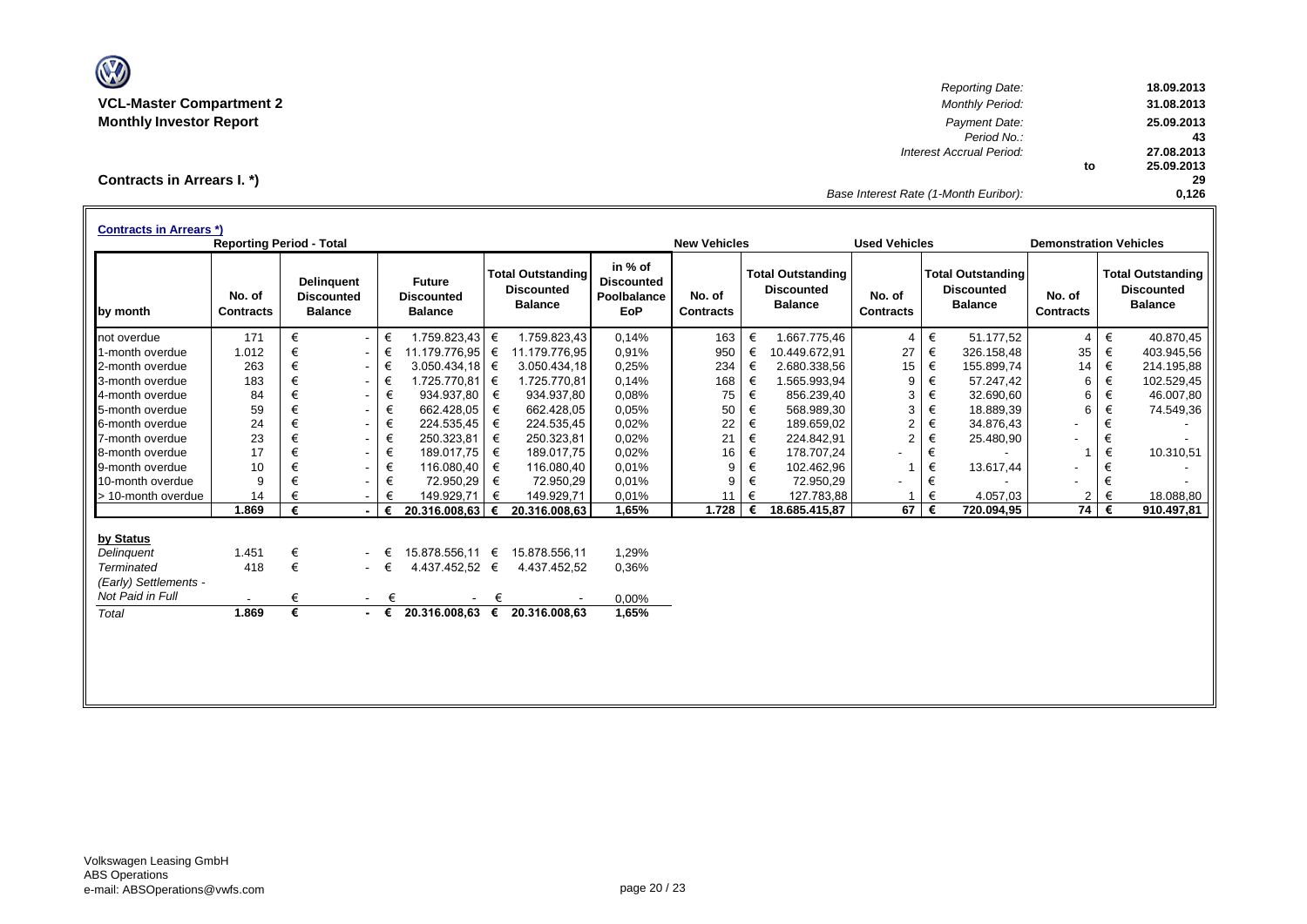**VCL-Master Compartment 2**
**Monthly Investor Report**

| | | |
|---|---|---|
| *Reporting Date:* | | **18.09.2013** |
| *Monthly Period:* | | **31.08.2013** |
| *Payment Date:* | | **25.09.2013** |
| *Period No.:* | | **43** |
| *Interest Accrual Period:* | | **27.08.2013** |
| | to | **25.09.2013** |
| | | **29** |
| *Base Interest Rate (1-Month Euribor):* | | **0,126** |

## Contracts in Arrears I. *)

**Contracts in Arrears *)**

| | Reporting Period - Total | | | | | New Vehicles | | Used Vehicles | | Demonstration Vehicles | |
|---|---|---|---|---|---|---|---|---|---|---|---|
| **by month** | **No. of Contracts** | **Delinquent Discounted Balance** | **Future Discounted Balance** | **Total Outstanding Discounted Balance** | **in % of Discounted Poolbalance EoP** | **No. of Contracts** | **Total Outstanding Discounted Balance** | **No. of Contracts** | **Total Outstanding Discounted Balance** | **No. of Contracts** | **Total Outstanding Discounted Balance** |
| not overdue | 171 | € - | € 1.759.823,43 | € 1.759.823,43 | 0,14% | 163 | € 1.667.775,46 | 4 | € 51.177,52 | 4 | € 40.870,45 |
| 1-month overdue | 1.012 | € - | € 11.179.776,95 | € 11.179.776,95 | 0,91% | 950 | € 10.449.672,91 | 27 | € 326.158,48 | 35 | € 403.945,56 |
| 2-month overdue | 263 | € - | € 3.050.434,18 | € 3.050.434,18 | 0,25% | 234 | € 2.680.338,56 | 15 | € 155.899,74 | 14 | € 214.195,88 |
| 3-month overdue | 183 | € - | € 1.725.770,81 | € 1.725.770,81 | 0,14% | 168 | € 1.565.993,94 | 9 | € 57.247,42 | 6 | € 102.529,45 |
| 4-month overdue | 84 | € - | € 934.937,80 | € 934.937,80 | 0,08% | 75 | € 856.239,40 | 3 | € 32.690,60 | 6 | € 46.007,80 |
| 5-month overdue | 59 | € - | € 662.428,05 | € 662.428,05 | 0,05% | 50 | € 568.989,30 | 3 | € 18.889,39 | 6 | € 74.549,36 |
| 6-month overdue | 24 | € - | € 224.535,45 | € 224.535,45 | 0,02% | 22 | € 189.659,02 | 2 | € 34.876,43 | - | € - |
| 7-month overdue | 23 | € - | € 250.323,81 | € 250.323,81 | 0,02% | 21 | € 224.842,91 | 2 | € 25.480,90 | - | € - |
| 8-month overdue | 17 | € - | € 189.017,75 | € 189.017,75 | 0,02% | 16 | € 178.707,24 | - | € - | 1 | € 10.310,51 |
| 9-month overdue | 10 | € - | € 116.080,40 | € 116.080,40 | 0,01% | 9 | € 102.462,96 | 1 | € 13.617,44 | - | € - |
| 10-month overdue | 9 | € - | € 72.950,29 | € 72.950,29 | 0,01% | 9 | € 72.950,29 | - | € - | - | € - |
| > 10-month overdue | 14 | € - | € 149.929,71 | € 149.929,71 | 0,01% | 11 | € 127.783,88 | 1 | € 4.057,03 | 2 | € 18.088,80 |
| | **1.869** | **€ -** | **€ 20.316.008,63** | **€ 20.316.008,63** | **1,65%** | **1.728** | **€ 18.685.415,87** | **67** | **€ 720.094,95** | **74** | **€ 910.497,81** |

| **by Status** | | | | | |
|---|---|---|---|---|---|
| *Delinquent* | 1.451 | € - | € 15.878.556,11 | € 15.878.556,11 | 1,29% |
| *Terminated* | 418 | € - | € 4.437.452,52 | € 4.437.452,52 | 0,36% |
| *(Early) Settlements - Not Paid in Full* | - | € - | € - | € - | 0,00% |
| *Total* | **1.869** | **€ -** | **€ 20.316.008,63** | **€ 20.316.008,63** | **1,65%** |

Volkswagen Leasing GmbH
ABS Operations
e-mail: ABSOperations@vwfs.com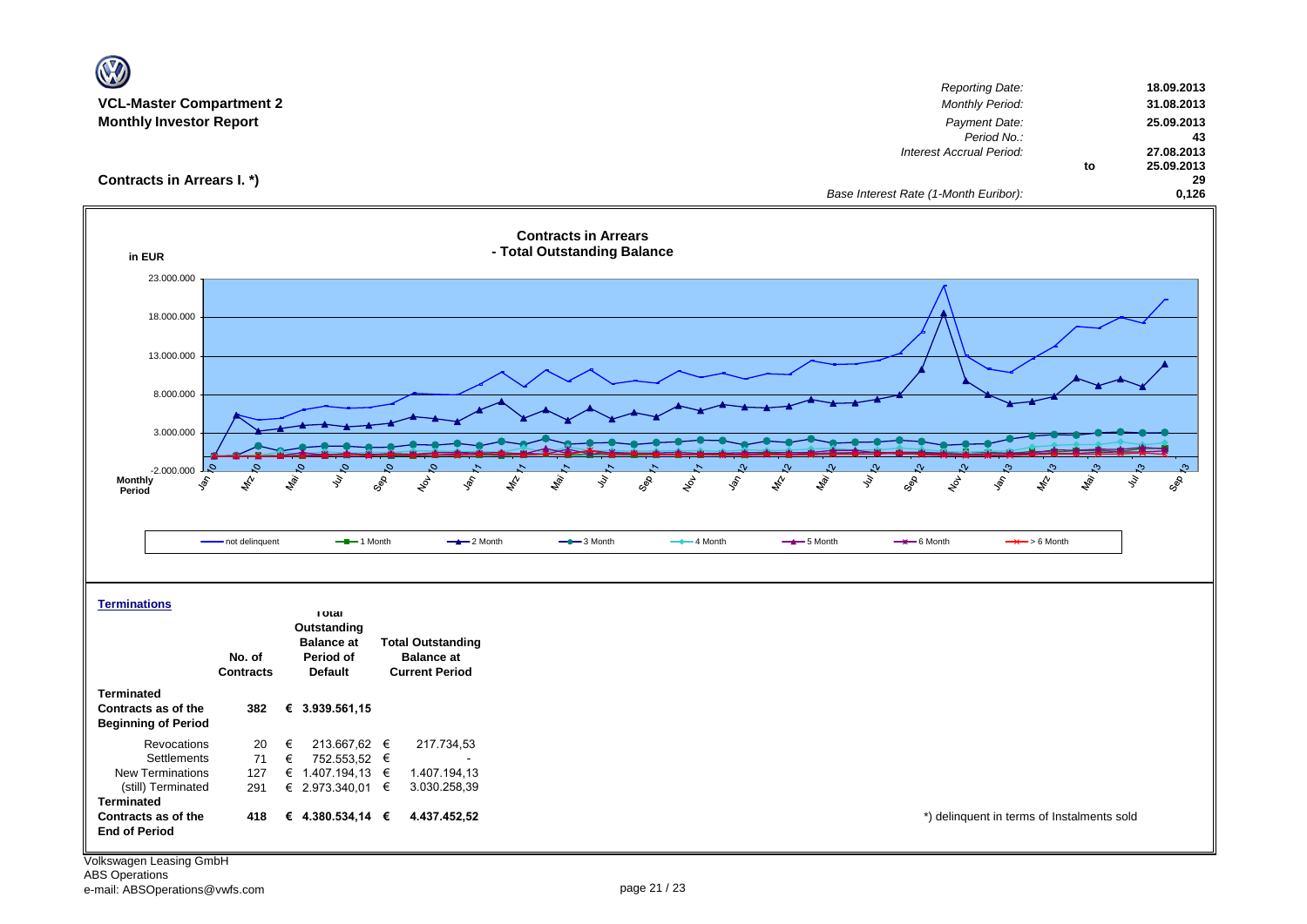**VCL-Master Compartment 2**
**Monthly Investor Report**

| | | |
|---|---|---|
| *Reporting Date:* | | **18.09.2013** |
| *Monthly Period:* | | **31.08.2013** |
| *Payment Date:* | | **25.09.2013** |
| *Period No.:* | | **43** |
| *Interest Accrual Period:* | | **27.08.2013** |
| | **to** | **25.09.2013** |
| | | **29** |
| *Base Interest Rate (1-Month Euribor):* | | **0,126** |

## Contracts in Arrears I. *)

**Contracts in Arrears - Total Outstanding Balance**

in EUR

Legend: not delinquent, 1 Month, 2 Month, 3 Month, 4 Month, 5 Month, 6 Month, > 6 Month

**Terminations**

| | No. of Contracts | Total Outstanding Balance at Period of Default | Total Outstanding Balance at Current Period |
|---|---|---|---|
| **Terminated Contracts as of the Beginning of Period** | **382** | **€ 3.939.561,15** | |
| Revocations | 20 | € 213.667,62 | € 217.734,53 |
| Settlements | 71 | € 752.553,52 | € - |
| New Terminations | 127 | € 1.407.194,13 | € 1.407.194,13 |
| (still) Terminated | 291 | € 2.973.340,01 | € 3.030.258,39 |
| **Terminated Contracts as of the End of Period** | **418** | **€ 4.380.534,14** | **€ 4.437.452,52** |

*) delinquent in terms of Instalments sold

Volkswagen Leasing GmbH
ABS Operations
e-mail: ABSOperations@vwfs.com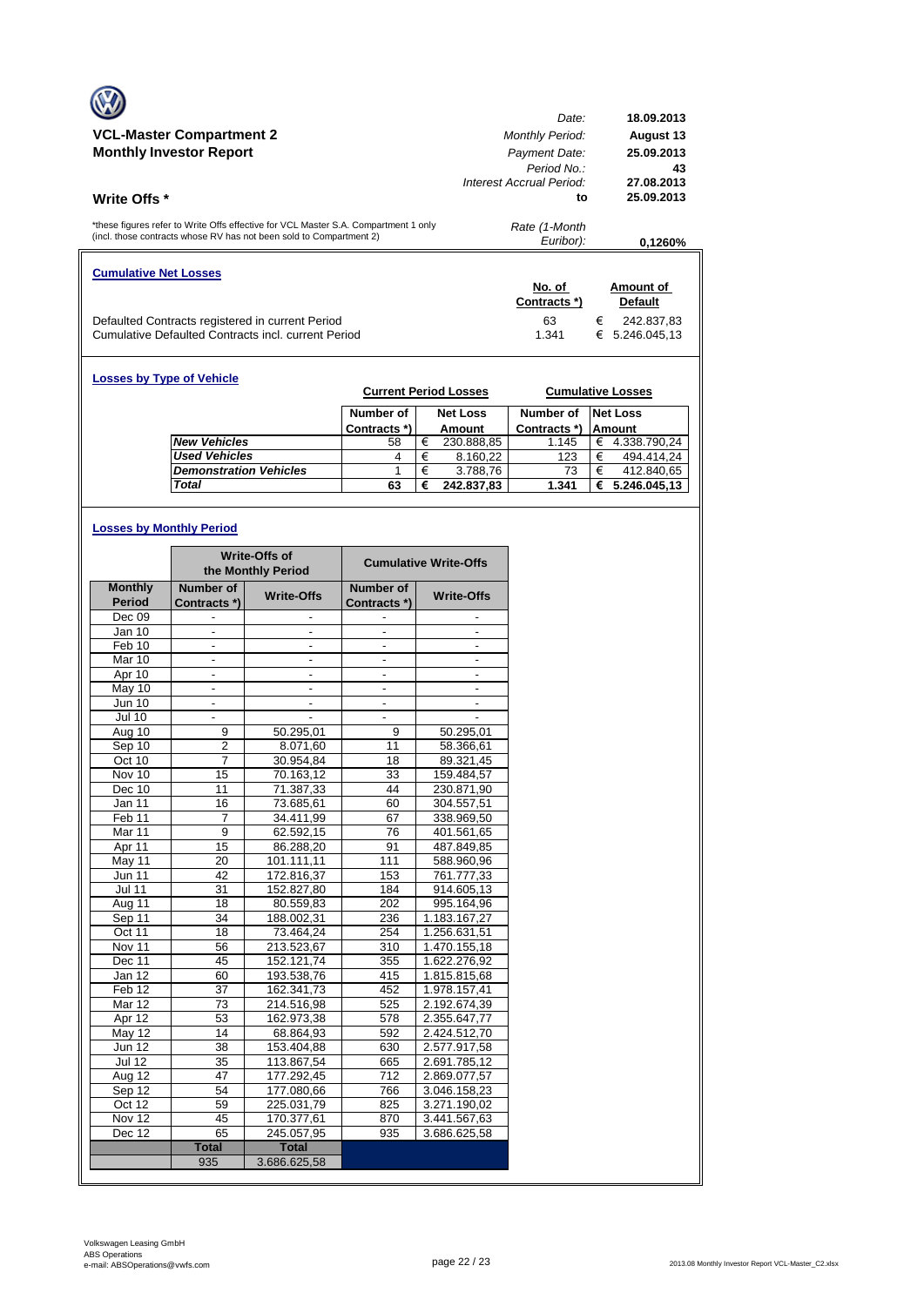## VCL-Master Compartment 2
## Monthly Investor Report

| | |
|---|---|
| *Date:* | **18.09.2013** |
| *Monthly Period:* | **August 13** |
| *Payment Date:* | **25.09.2013** |
| *Period No.:* | **43** |
| *Interest Accrual Period:* | **27.08.2013** |
| **to** | **25.09.2013** |
| *Rate (1-Month Euribor):* | **0,1260%** |

### Write Offs *

*these figures refer to Write Offs effective for VCL Master S.A. Compartment 1 only (incl. those contracts whose RV has not been sold to Compartment 2)

### Cumulative Net Losses

| | No. of Contracts *) | Amount of Default |
|---|---|---|
| Defaulted Contracts registered in current Period | 63 | € 242.837,83 |
| Cumulative Defaulted Contracts incl. current Period | 1.341 | € 5.246.045,13 |

### Losses by Type of Vehicle

| | Current Period Losses | | Cumulative Losses | |
|---|---|---|---|---|
| | Number of Contracts *) | Net Loss Amount | Number of Contracts *) | Net Loss Amount |
| *New Vehicles* | 58 | € 230.888,85 | 1.145 | € 4.338.790,24 |
| *Used Vehicles* | 4 | € 8.160,22 | 123 | € 494.414,24 |
| *Demonstration Vehicles* | 1 | € 3.788,76 | 73 | € 412.840,65 |
| *Total* | 63 | € 242.837,83 | 1.341 | € 5.246.045,13 |

### Losses by Monthly Period

| | Write-Offs of the Monthly Period | | Cumulative Write-Offs | |
|---|---|---|---|---|
| Monthly Period | Number of Contracts *) | Write-Offs | Number of Contracts *) | Write-Offs |
| Dec 09 | - | - | - | - |
| Jan 10 | - | - | - | - |
| Feb 10 | - | - | - | - |
| Mar 10 | - | - | - | - |
| Apr 10 | - | - | - | - |
| May 10 | - | - | - | - |
| Jun 10 | - | - | - | - |
| Jul 10 | - | - | - | - |
| Aug 10 | 9 | 50.295,01 | 9 | 50.295,01 |
| Sep 10 | 2 | 8.071,60 | 11 | 58.366,61 |
| Oct 10 | 7 | 30.954,84 | 18 | 89.321,45 |
| Nov 10 | 15 | 70.163,12 | 33 | 159.484,57 |
| Dec 10 | 11 | 71.387,33 | 44 | 230.871,90 |
| Jan 11 | 16 | 73.685,61 | 60 | 304.557,51 |
| Feb 11 | 7 | 34.411,99 | 67 | 338.969,50 |
| Mar 11 | 9 | 62.592,15 | 76 | 401.561,65 |
| Apr 11 | 15 | 86.288,20 | 91 | 487.849,85 |
| May 11 | 20 | 101.111,11 | 111 | 588.960,96 |
| Jun 11 | 42 | 172.816,37 | 153 | 761.777,33 |
| Jul 11 | 31 | 152.827,80 | 184 | 914.605,13 |
| Aug 11 | 18 | 80.559,83 | 202 | 995.164,96 |
| Sep 11 | 34 | 188.002,31 | 236 | 1.183.167,27 |
| Oct 11 | 18 | 73.464,24 | 254 | 1.256.631,51 |
| Nov 11 | 56 | 213.523,67 | 310 | 1.470.155,18 |
| Dec 11 | 45 | 152.121,74 | 355 | 1.622.276,92 |
| Jan 12 | 60 | 193.538,76 | 415 | 1.815.815,68 |
| Feb 12 | 37 | 162.341,73 | 452 | 1.978.157,41 |
| Mar 12 | 73 | 214.516,98 | 525 | 2.192.674,39 |
| Apr 12 | 53 | 162.973,38 | 578 | 2.355.647,77 |
| May 12 | 14 | 68.864,93 | 592 | 2.424.512,70 |
| Jun 12 | 38 | 153.404,88 | 630 | 2.577.917,58 |
| Jul 12 | 35 | 113.867,54 | 665 | 2.691.785,12 |
| Aug 12 | 47 | 177.292,45 | 712 | 2.869.077,57 |
| Sep 12 | 54 | 177.080,66 | 766 | 3.046.158,23 |
| Oct 12 | 59 | 225.031,79 | 825 | 3.271.190,02 |
| Nov 12 | 45 | 170.377,61 | 870 | 3.441.567,63 |
| Dec 12 | 65 | 245.057,95 | 935 | 3.686.625,58 |
| | **Total** | **Total** | | |
| | 935 | 3.686.625,58 | | |

Volkswagen Leasing GmbH
ABS Operations
e-mail: ABSOperations@vwfs.com

2013.08 Monthly Investor Report VCL-Master_C2.xlsx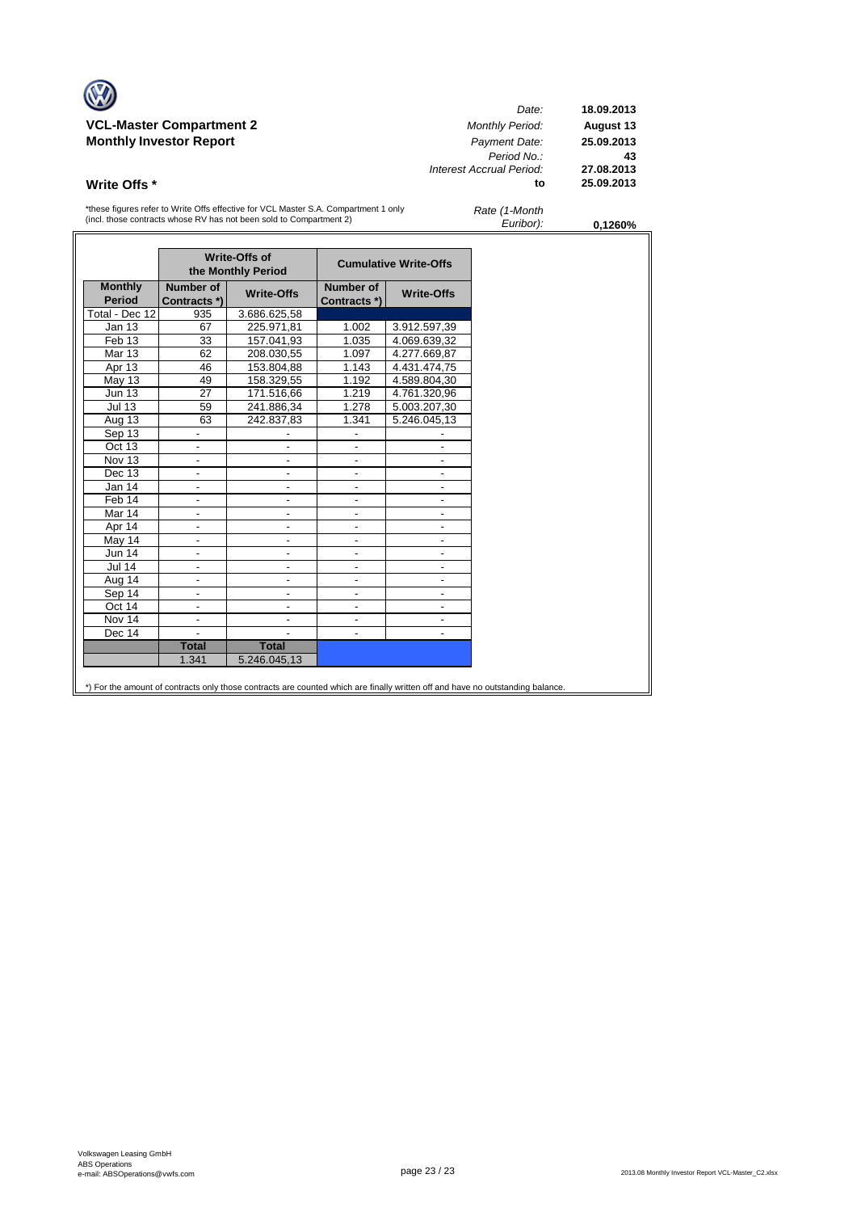**VCL-Master Compartment 2**
**Monthly Investor Report**

| | |
|---|---|
| *Date:* | **18.09.2013** |
| *Monthly Period:* | **August 13** |
| *Payment Date:* | **25.09.2013** |
| *Period No.:* | **43** |
| *Interest Accrual Period:* | **27.08.2013** |
| **to** | **25.09.2013** |
| *Rate (1-Month Euribor):* | **0,1260%** |

## Write Offs *

*these figures refer to Write Offs effective for VCL Master S.A. Compartment 1 only (incl. those contracts whose RV has not been sold to Compartment 2)

| | Write-Offs of the Monthly Period | | Cumulative Write-Offs | |
|---|---|---|---|---|
| **Monthly Period** | **Number of Contracts *)** | **Write-Offs** | **Number of Contracts *)** | **Write-Offs** |
| Total - Dec 12 | 935 | 3.686.625,58 | | |
| Jan 13 | 67 | 225.971,81 | 1.002 | 3.912.597,39 |
| Feb 13 | 33 | 157.041,93 | 1.035 | 4.069.639,32 |
| Mar 13 | 62 | 208.030,55 | 1.097 | 4.277.669,87 |
| Apr 13 | 46 | 153.804,88 | 1.143 | 4.431.474,75 |
| May 13 | 49 | 158.329,55 | 1.192 | 4.589.804,30 |
| Jun 13 | 27 | 171.516,66 | 1.219 | 4.761.320,96 |
| Jul 13 | 59 | 241.886,34 | 1.278 | 5.003.207,30 |
| Aug 13 | 63 | 242.837,83 | 1.341 | 5.246.045,13 |
| Sep 13 | - | - | - | - |
| Oct 13 | - | - | - | - |
| Nov 13 | - | - | - | - |
| Dec 13 | - | - | - | - |
| Jan 14 | - | - | - | - |
| Feb 14 | - | - | - | - |
| Mar 14 | - | - | - | - |
| Apr 14 | - | - | - | - |
| May 14 | - | - | - | - |
| Jun 14 | - | - | - | - |
| Jul 14 | - | - | - | - |
| Aug 14 | - | - | - | - |
| Sep 14 | - | - | - | - |
| Oct 14 | - | - | - | - |
| Nov 14 | - | - | - | - |
| Dec 14 | - | - | - | - |
| | **Total** | **Total** | | |
| | 1.341 | 5.246.045,13 | | |

*) For the amount of contracts only those contracts are counted which are finally written off and have no outstanding balance.